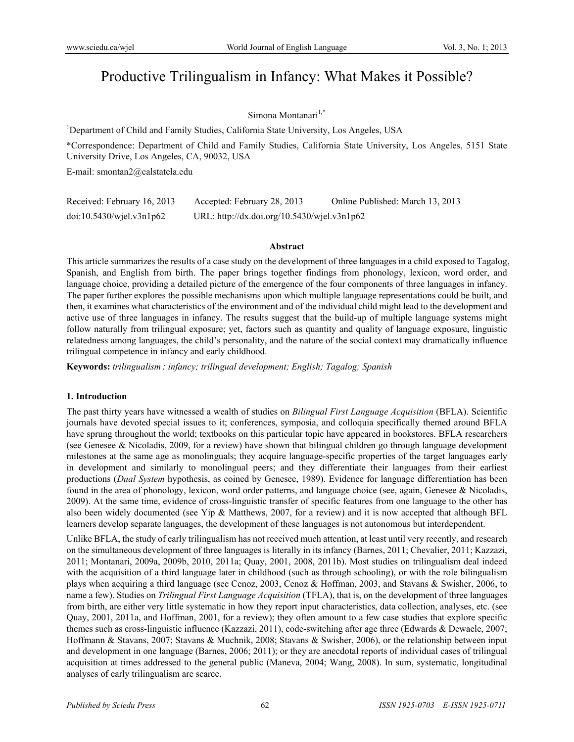# Productive Trilingualism in Infancy: What Makes it Possible?

Simona Montanari[1,*]

[1]Department of Child and Family Studies, California State University, Los Angeles, USA

*Correspondence: Department of Child and Family Studies, California State University, Los Angeles, 5151 State University Drive, Los Angeles, CA, 90032, USA

E-mail: smontan2@calstatela.edu

Received: February 16, 2013    Accepted: February 28, 2013    Online Published: March 13, 2013

doi:10.5430/wjel.v3n1p62    URL: http://dx.doi.org/10.5430/wjel.v3n1p62

**Abstract**

This article summarizes the results of a case study on the development of three languages in a child exposed to Tagalog, Spanish, and English from birth. The paper brings together findings from phonology, lexicon, word order, and language choice, providing a detailed picture of the emergence of the four components of three languages in infancy. The paper further explores the possible mechanisms upon which multiple language representations could be built, and then, it examines what characteristics of the environment and of the individual child might lead to the development and active use of three languages in infancy. The results suggest that the build-up of multiple language systems might follow naturally from trilingual exposure; yet, factors such as quantity and quality of language exposure, linguistic relatedness among languages, the child's personality, and the nature of the social context may dramatically influence trilingual competence in infancy and early childhood.

**Keywords:** *trilingualism; infancy; trilingual development; English; Tagalog; Spanish*

## 1. Introduction

The past thirty years have witnessed a wealth of studies on *Bilingual First Language Acquisition* (BFLA). Scientific journals have devoted special issues to it; conferences, symposia, and colloquia specifically themed around BFLA have sprung throughout the world; textbooks on this particular topic have appeared in bookstores. BFLA researchers (see Genesee & Nicoladis, 2009, for a review) have shown that bilingual children go through language development milestones at the same age as monolinguals; they acquire language-specific properties of the target languages early in development and similarly to monolingual peers; and they differentiate their languages from their earliest productions (*Dual System* hypothesis, as coined by Genesee, 1989). Evidence for language differentiation has been found in the area of phonology, lexicon, word order patterns, and language choice (see, again, Genesee & Nicoladis, 2009). At the same time, evidence of cross-linguistic transfer of specific features from one language to the other has also been widely documented (see Yip & Matthews, 2007, for a review) and it is now accepted that although BFL learners develop separate languages, the development of these languages is not autonomous but interdependent.

Unlike BFLA, the study of early trilingualism has not received much attention, at least until very recently, and research on the simultaneous development of three languages is literally in its infancy (Barnes, 2011; Chevalier, 2011; Kazzazi, 2011; Montanari, 2009a, 2009b, 2010, 2011a; Quay, 2001, 2008, 2011b). Most studies on trilingualism deal indeed with the acquisition of a third language later in childhood (such as through schooling), or with the role bilingualism plays when acquiring a third language (see Cenoz, 2003, Cenoz & Hoffman, 2003, and Stavans & Swisher, 2006, to name a few). Studies on *Trilingual First Language Acquisition* (TFLA), that is, on the development of three languages from birth, are either very little systematic in how they report input characteristics, data collection, analyses, etc. (see Quay, 2001, 2011a, and Hoffman, 2001, for a review); they often amount to a few case studies that explore specific themes such as cross-linguistic influence (Kazzazi, 2011), code-switching after age three (Edwards & Dewaele, 2007; Hoffmann & Stavans, 2007; Stavans & Muchnik, 2008; Stavans & Swisher, 2006), or the relationship between input and development in one language (Barnes, 2006; 2011); or they are anecdotal reports of individual cases of trilingual acquisition at times addressed to the general public (Maneva, 2004; Wang, 2008). In sum, systematic, longitudinal analyses of early trilingualism are scarce.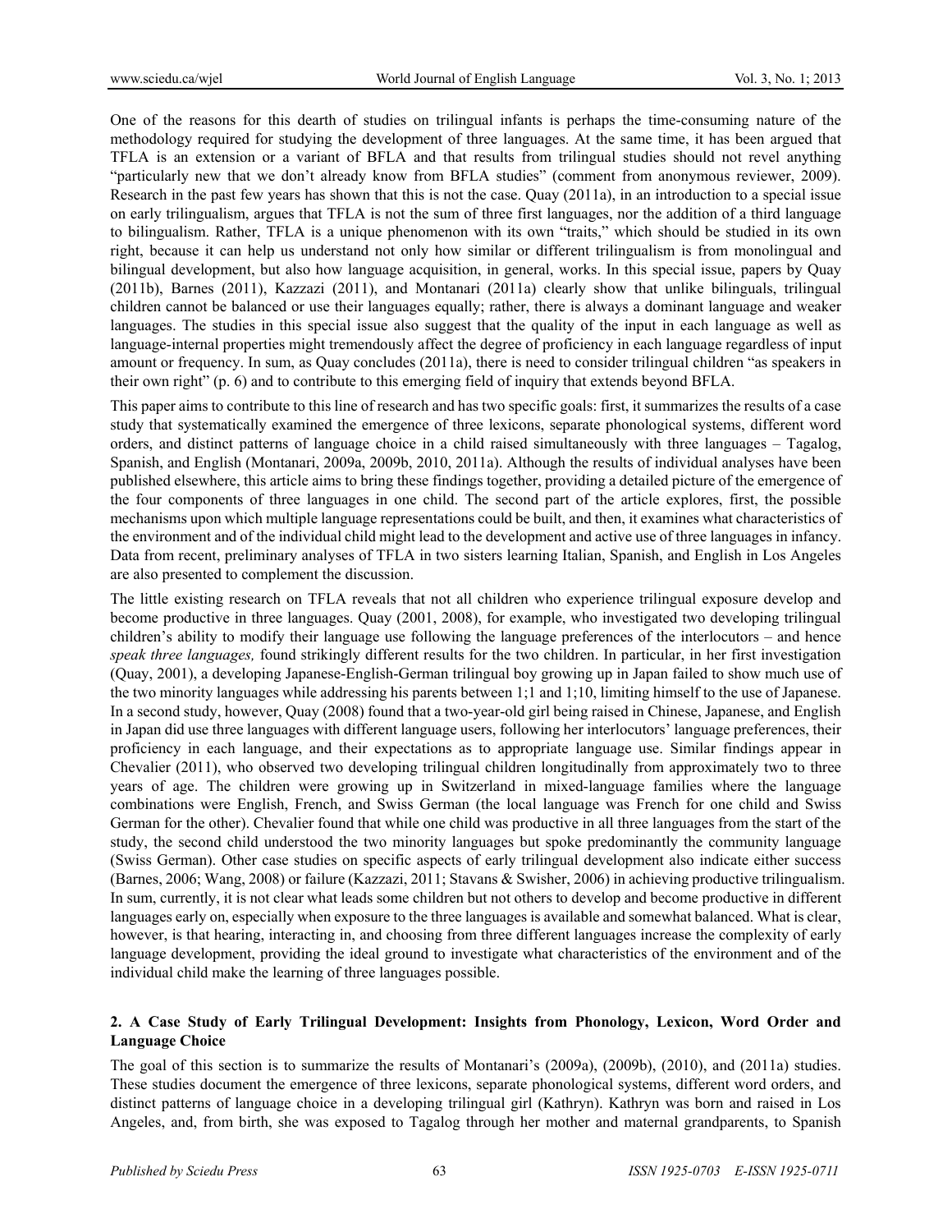One of the reasons for this dearth of studies on trilingual infants is perhaps the time-consuming nature of the methodology required for studying the development of three languages. At the same time, it has been argued that TFLA is an extension or a variant of BFLA and that results from trilingual studies should not revel anything "particularly new that we don't already know from BFLA studies" (comment from anonymous reviewer, 2009). Research in the past few years has shown that this is not the case. Quay (2011a), in an introduction to a special issue on early trilingualism, argues that TFLA is not the sum of three first languages, nor the addition of a third language to bilingualism. Rather, TFLA is a unique phenomenon with its own "traits," which should be studied in its own right, because it can help us understand not only how similar or different trilingualism is from monolingual and bilingual development, but also how language acquisition, in general, works. In this special issue, papers by Quay (2011b), Barnes (2011), Kazzazi (2011), and Montanari (2011a) clearly show that unlike bilinguals, trilingual children cannot be balanced or use their languages equally; rather, there is always a dominant language and weaker languages. The studies in this special issue also suggest that the quality of the input in each language as well as language-internal properties might tremendously affect the degree of proficiency in each language regardless of input amount or frequency. In sum, as Quay concludes (2011a), there is need to consider trilingual children "as speakers in their own right" (p. 6) and to contribute to this emerging field of inquiry that extends beyond BFLA.

This paper aims to contribute to this line of research and has two specific goals: first, it summarizes the results of a case study that systematically examined the emergence of three lexicons, separate phonological systems, different word orders, and distinct patterns of language choice in a child raised simultaneously with three languages – Tagalog, Spanish, and English (Montanari, 2009a, 2009b, 2010, 2011a). Although the results of individual analyses have been published elsewhere, this article aims to bring these findings together, providing a detailed picture of the emergence of the four components of three languages in one child. The second part of the article explores, first, the possible mechanisms upon which multiple language representations could be built, and then, it examines what characteristics of the environment and of the individual child might lead to the development and active use of three languages in infancy. Data from recent, preliminary analyses of TFLA in two sisters learning Italian, Spanish, and English in Los Angeles are also presented to complement the discussion.

The little existing research on TFLA reveals that not all children who experience trilingual exposure develop and become productive in three languages. Quay (2001, 2008), for example, who investigated two developing trilingual children's ability to modify their language use following the language preferences of the interlocutors – and hence *speak three languages,* found strikingly different results for the two children. In particular, in her first investigation (Quay, 2001), a developing Japanese-English-German trilingual boy growing up in Japan failed to show much use of the two minority languages while addressing his parents between 1;1 and 1;10, limiting himself to the use of Japanese. In a second study, however, Quay (2008) found that a two-year-old girl being raised in Chinese, Japanese, and English in Japan did use three languages with different language users, following her interlocutors' language preferences, their proficiency in each language, and their expectations as to appropriate language use. Similar findings appear in Chevalier (2011), who observed two developing trilingual children longitudinally from approximately two to three years of age. The children were growing up in Switzerland in mixed-language families where the language combinations were English, French, and Swiss German (the local language was French for one child and Swiss German for the other). Chevalier found that while one child was productive in all three languages from the start of the study, the second child understood the two minority languages but spoke predominantly the community language (Swiss German). Other case studies on specific aspects of early trilingual development also indicate either success (Barnes, 2006; Wang, 2008) or failure (Kazzazi, 2011; Stavans & Swisher, 2006) in achieving productive trilingualism. In sum, currently, it is not clear what leads some children but not others to develop and become productive in different languages early on, especially when exposure to the three languages is available and somewhat balanced. What is clear, however, is that hearing, interacting in, and choosing from three different languages increase the complexity of early language development, providing the ideal ground to investigate what characteristics of the environment and of the individual child make the learning of three languages possible.

## 2. A Case Study of Early Trilingual Development: Insights from Phonology, Lexicon, Word Order and Language Choice

The goal of this section is to summarize the results of Montanari's (2009a), (2009b), (2010), and (2011a) studies. These studies document the emergence of three lexicons, separate phonological systems, different word orders, and distinct patterns of language choice in a developing trilingual girl (Kathryn). Kathryn was born and raised in Los Angeles, and, from birth, she was exposed to Tagalog through her mother and maternal grandparents, to Spanish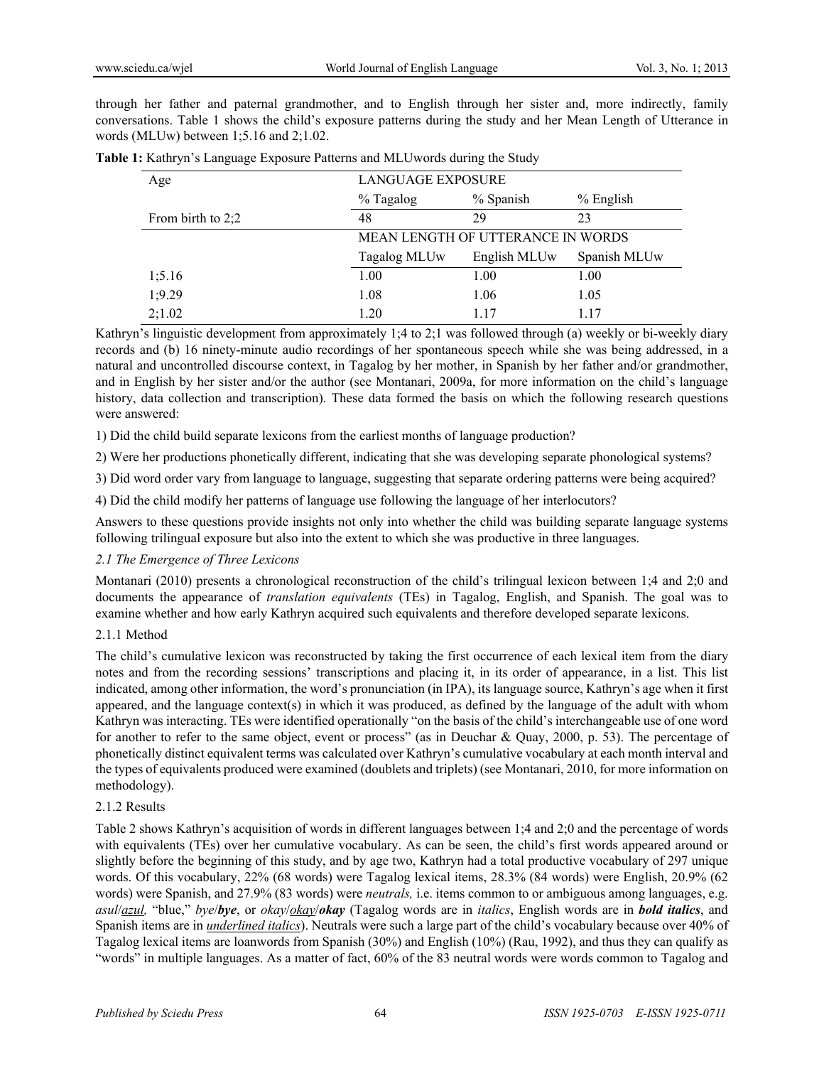through her father and paternal grandmother, and to English through her sister and, more indirectly, family conversations. Table 1 shows the child's exposure patterns during the study and her Mean Length of Utterance in words (MLUw) between 1;5.16 and 2;1.02.

**Table 1:** Kathryn's Language Exposure Patterns and MLUwords during the Study

| Age | LANGUAGE EXPOSURE | | |
|---|---|---|---|
| | % Tagalog | % Spanish | % English |
| From birth to 2;2 | 48 | 29 | 23 |
| | MEAN LENGTH OF UTTERANCE IN WORDS | | |
| | Tagalog MLUw | English MLUw | Spanish MLUw |
| 1;5.16 | 1.00 | 1.00 | 1.00 |
| 1;9.29 | 1.08 | 1.06 | 1.05 |
| 2;1.02 | 1.20 | 1.17 | 1.17 |

Kathryn's linguistic development from approximately 1;4 to 2;1 was followed through (a) weekly or bi-weekly diary records and (b) 16 ninety-minute audio recordings of her spontaneous speech while she was being addressed, in a natural and uncontrolled discourse context, in Tagalog by her mother, in Spanish by her father and/or grandmother, and in English by her sister and/or the author (see Montanari, 2009a, for more information on the child's language history, data collection and transcription). These data formed the basis on which the following research questions were answered:

1) Did the child build separate lexicons from the earliest months of language production?

2) Were her productions phonetically different, indicating that she was developing separate phonological systems?

3) Did word order vary from language to language, suggesting that separate ordering patterns were being acquired?

4) Did the child modify her patterns of language use following the language of her interlocutors?

Answers to these questions provide insights not only into whether the child was building separate language systems following trilingual exposure but also into the extent to which she was productive in three languages.

### *2.1 The Emergence of Three Lexicons*

Montanari (2010) presents a chronological reconstruction of the child's trilingual lexicon between 1;4 and 2;0 and documents the appearance of *translation equivalents* (TEs) in Tagalog, English, and Spanish. The goal was to examine whether and how early Kathryn acquired such equivalents and therefore developed separate lexicons.

#### 2.1.1 Method

The child's cumulative lexicon was reconstructed by taking the first occurrence of each lexical item from the diary notes and from the recording sessions' transcriptions and placing it, in its order of appearance, in a list. This list indicated, among other information, the word's pronunciation (in IPA), its language source, Kathryn's age when it first appeared, and the language context(s) in which it was produced, as defined by the language of the adult with whom Kathryn was interacting. TEs were identified operationally "on the basis of the child's interchangeable use of one word for another to refer to the same object, event or process" (as in Deuchar & Quay, 2000, p. 53). The percentage of phonetically distinct equivalent terms was calculated over Kathryn's cumulative vocabulary at each month interval and the types of equivalents produced were examined (doublets and triplets) (see Montanari, 2010, for more information on methodology).

#### 2.1.2 Results

Table 2 shows Kathryn's acquisition of words in different languages between 1;4 and 2;0 and the percentage of words with equivalents (TEs) over her cumulative vocabulary. As can be seen, the child's first words appeared around or slightly before the beginning of this study, and by age two, Kathryn had a total productive vocabulary of 297 unique words. Of this vocabulary, 22% (68 words) were Tagalog lexical items, 28.3% (84 words) were English, 20.9% (62 words) were Spanish, and 27.9% (83 words) were *neutrals,* i.e. items common to or ambiguous among languages, e.g. *asul*/<u>*azul*</u>*,* "blue," *bye*/***bye***, or *okay*/<u>*okay*</u>/***okay*** (Tagalog words are in *italics*, English words are in ***bold italics***, and Spanish items are in <u>*underlined italics*</u>). Neutrals were such a large part of the child's vocabulary because over 40% of Tagalog lexical items are loanwords from Spanish (30%) and English (10%) (Rau, 1992), and thus they can qualify as "words" in multiple languages. As a matter of fact, 60% of the 83 neutral words were words common to Tagalog and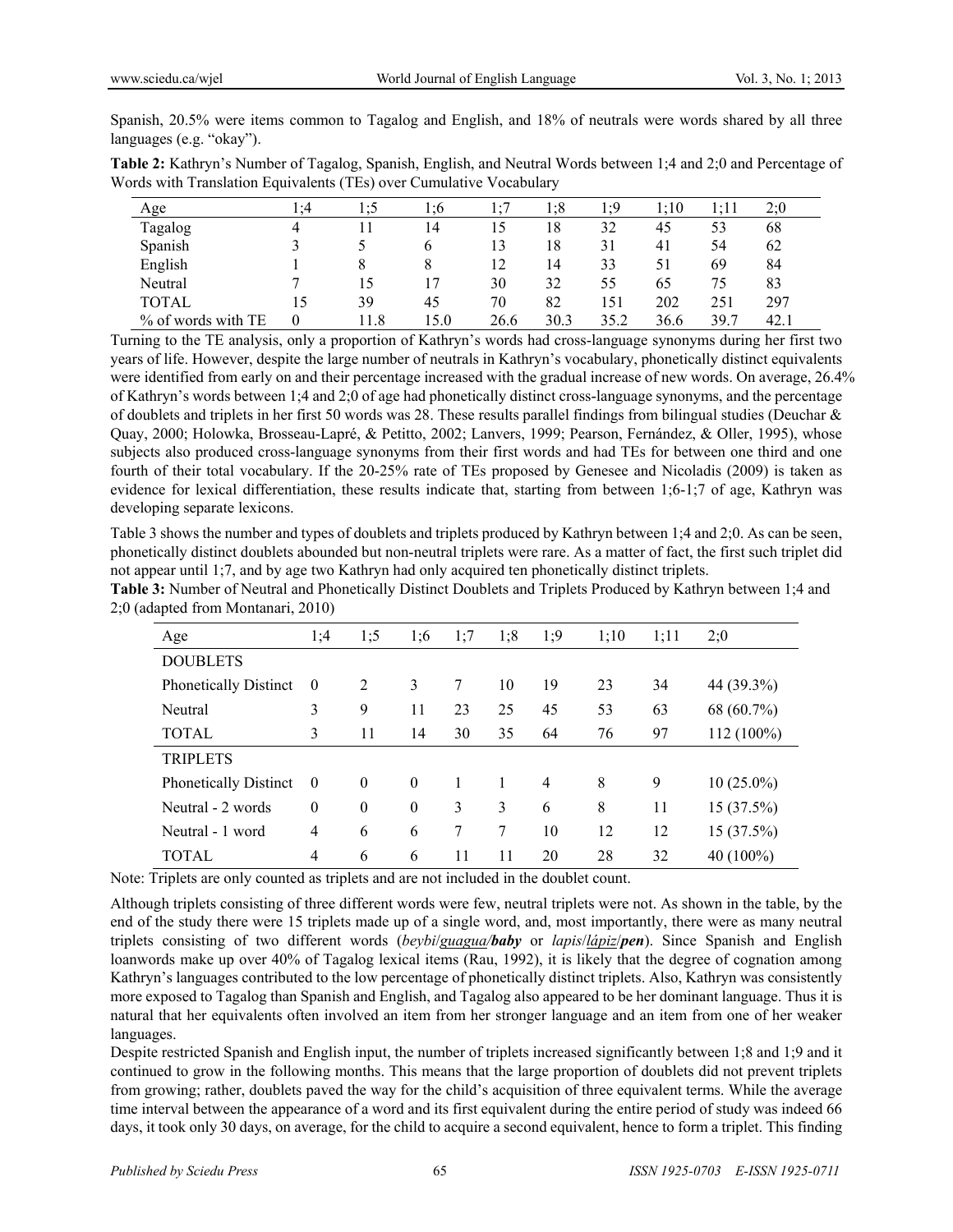Spanish, 20.5% were items common to Tagalog and English, and 18% of neutrals were words shared by all three languages (e.g. "okay").

**Table 2:** Kathryn's Number of Tagalog, Spanish, English, and Neutral Words between 1;4 and 2;0 and Percentage of Words with Translation Equivalents (TEs) over Cumulative Vocabulary

| Age | 1;4 | 1;5 | 1;6 | 1;7 | 1;8 | 1;9 | 1;10 | 1;11 | 2;0 |
|---|---|---|---|---|---|---|---|---|---|
| Tagalog | 4 | 11 | 14 | 15 | 18 | 32 | 45 | 53 | 68 |
| Spanish | 3 | 5 | 6 | 13 | 18 | 31 | 41 | 54 | 62 |
| English | 1 | 8 | 8 | 12 | 14 | 33 | 51 | 69 | 84 |
| Neutral | 7 | 15 | 17 | 30 | 32 | 55 | 65 | 75 | 83 |
| TOTAL | 15 | 39 | 45 | 70 | 82 | 151 | 202 | 251 | 297 |
| % of words with TE | 0 | 11.8 | 15.0 | 26.6 | 30.3 | 35.2 | 36.6 | 39.7 | 42.1 |

Turning to the TE analysis, only a proportion of Kathryn's words had cross-language synonyms during her first two years of life. However, despite the large number of neutrals in Kathryn's vocabulary, phonetically distinct equivalents were identified from early on and their percentage increased with the gradual increase of new words. On average, 26.4% of Kathryn's words between 1;4 and 2;0 of age had phonetically distinct cross-language synonyms, and the percentage of doublets and triplets in her first 50 words was 28. These results parallel findings from bilingual studies (Deuchar & Quay, 2000; Holowka, Brosseau-Lapré, & Petitto, 2002; Lanvers, 1999; Pearson, Fernández, & Oller, 1995), whose subjects also produced cross-language synonyms from their first words and had TEs for between one third and one fourth of their total vocabulary. If the 20-25% rate of TEs proposed by Genesee and Nicoladis (2009) is taken as evidence for lexical differentiation, these results indicate that, starting from between 1;6-1;7 of age, Kathryn was developing separate lexicons.

Table 3 shows the number and types of doublets and triplets produced by Kathryn between 1;4 and 2;0. As can be seen, phonetically distinct doublets abounded but non-neutral triplets were rare. As a matter of fact, the first such triplet did not appear until 1;7, and by age two Kathryn had only acquired ten phonetically distinct triplets.

**Table 3:** Number of Neutral and Phonetically Distinct Doublets and Triplets Produced by Kathryn between 1;4 and 2;0 (adapted from Montanari, 2010)

| Age | 1;4 | 1;5 | 1;6 | 1;7 | 1;8 | 1;9 | 1;10 | 1;11 | 2;0 |
|---|---|---|---|---|---|---|---|---|---|
| DOUBLETS | | | | | | | | | |
| Phonetically Distinct | 0 | 2 | 3 | 7 | 10 | 19 | 23 | 34 | 44 (39.3%) |
| Neutral | 3 | 9 | 11 | 23 | 25 | 45 | 53 | 63 | 68 (60.7%) |
| TOTAL | 3 | 11 | 14 | 30 | 35 | 64 | 76 | 97 | 112 (100%) |
| TRIPLETS | | | | | | | | | |
| Phonetically Distinct | 0 | 0 | 0 | 1 | 1 | 4 | 8 | 9 | 10 (25.0%) |
| Neutral - 2 words | 0 | 0 | 0 | 3 | 3 | 6 | 8 | 11 | 15 (37.5%) |
| Neutral - 1 word | 4 | 6 | 6 | 7 | 7 | 10 | 12 | 12 | 15 (37.5%) |
| TOTAL | 4 | 6 | 6 | 11 | 11 | 20 | 28 | 32 | 40 (100%) |

Note: Triplets are only counted as triplets and are not included in the doublet count.

Although triplets consisting of three different words were few, neutral triplets were not. As shown in the table, by the end of the study there were 15 triplets made up of a single word, and, most importantly, there were as many neutral triplets consisting of two different words (*beybi*/*guagua*/***baby*** or *lapis*/*lápiz*/***pen***). Since Spanish and English loanwords make up over 40% of Tagalog lexical items (Rau, 1992), it is likely that the degree of cognation among Kathryn's languages contributed to the low percentage of phonetically distinct triplets. Also, Kathryn was consistently more exposed to Tagalog than Spanish and English, and Tagalog also appeared to be her dominant language. Thus it is natural that her equivalents often involved an item from her stronger language and an item from one of her weaker languages.

Despite restricted Spanish and English input, the number of triplets increased significantly between 1;8 and 1;9 and it continued to grow in the following months. This means that the large proportion of doublets did not prevent triplets from growing; rather, doublets paved the way for the child's acquisition of three equivalent terms. While the average time interval between the appearance of a word and its first equivalent during the entire period of study was indeed 66 days, it took only 30 days, on average, for the child to acquire a second equivalent, hence to form a triplet. This finding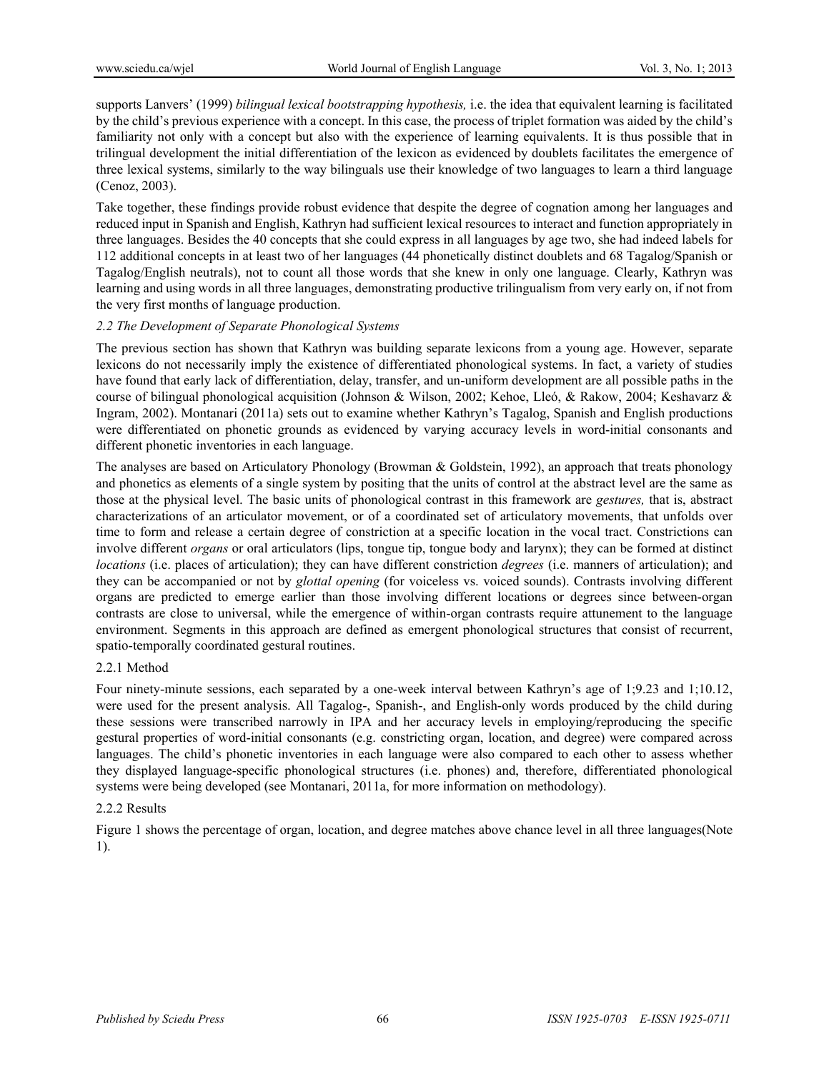supports Lanvers' (1999) *bilingual lexical bootstrapping hypothesis,* i.e. the idea that equivalent learning is facilitated by the child's previous experience with a concept. In this case, the process of triplet formation was aided by the child's familiarity not only with a concept but also with the experience of learning equivalents. It is thus possible that in trilingual development the initial differentiation of the lexicon as evidenced by doublets facilitates the emergence of three lexical systems, similarly to the way bilinguals use their knowledge of two languages to learn a third language (Cenoz, 2003).

Take together, these findings provide robust evidence that despite the degree of cognation among her languages and reduced input in Spanish and English, Kathryn had sufficient lexical resources to interact and function appropriately in three languages. Besides the 40 concepts that she could express in all languages by age two, she had indeed labels for 112 additional concepts in at least two of her languages (44 phonetically distinct doublets and 68 Tagalog/Spanish or Tagalog/English neutrals), not to count all those words that she knew in only one language. Clearly, Kathryn was learning and using words in all three languages, demonstrating productive trilingualism from very early on, if not from the very first months of language production.

### *2.2 The Development of Separate Phonological Systems*

The previous section has shown that Kathryn was building separate lexicons from a young age. However, separate lexicons do not necessarily imply the existence of differentiated phonological systems. In fact, a variety of studies have found that early lack of differentiation, delay, transfer, and un-uniform development are all possible paths in the course of bilingual phonological acquisition (Johnson & Wilson, 2002; Kehoe, Lleó, & Rakow, 2004; Keshavarz & Ingram, 2002). Montanari (2011a) sets out to examine whether Kathryn's Tagalog, Spanish and English productions were differentiated on phonetic grounds as evidenced by varying accuracy levels in word-initial consonants and different phonetic inventories in each language.

The analyses are based on Articulatory Phonology (Browman & Goldstein, 1992), an approach that treats phonology and phonetics as elements of a single system by positing that the units of control at the abstract level are the same as those at the physical level. The basic units of phonological contrast in this framework are *gestures,* that is, abstract characterizations of an articulator movement, or of a coordinated set of articulatory movements, that unfolds over time to form and release a certain degree of constriction at a specific location in the vocal tract. Constrictions can involve different *organs* or oral articulators (lips, tongue tip, tongue body and larynx); they can be formed at distinct *locations* (i.e. places of articulation); they can have different constriction *degrees* (i.e. manners of articulation); and they can be accompanied or not by *glottal opening* (for voiceless vs. voiced sounds). Contrasts involving different organs are predicted to emerge earlier than those involving different locations or degrees since between-organ contrasts are close to universal, while the emergence of within-organ contrasts require attunement to the language environment. Segments in this approach are defined as emergent phonological structures that consist of recurrent, spatio-temporally coordinated gestural routines.

#### 2.2.1 Method

Four ninety-minute sessions, each separated by a one-week interval between Kathryn's age of 1;9.23 and 1;10.12, were used for the present analysis. All Tagalog-, Spanish-, and English-only words produced by the child during these sessions were transcribed narrowly in IPA and her accuracy levels in employing/reproducing the specific gestural properties of word-initial consonants (e.g. constricting organ, location, and degree) were compared across languages. The child's phonetic inventories in each language were also compared to each other to assess whether they displayed language-specific phonological structures (i.e. phones) and, therefore, differentiated phonological systems were being developed (see Montanari, 2011a, for more information on methodology).

#### 2.2.2 Results

Figure 1 shows the percentage of organ, location, and degree matches above chance level in all three languages(Note 1).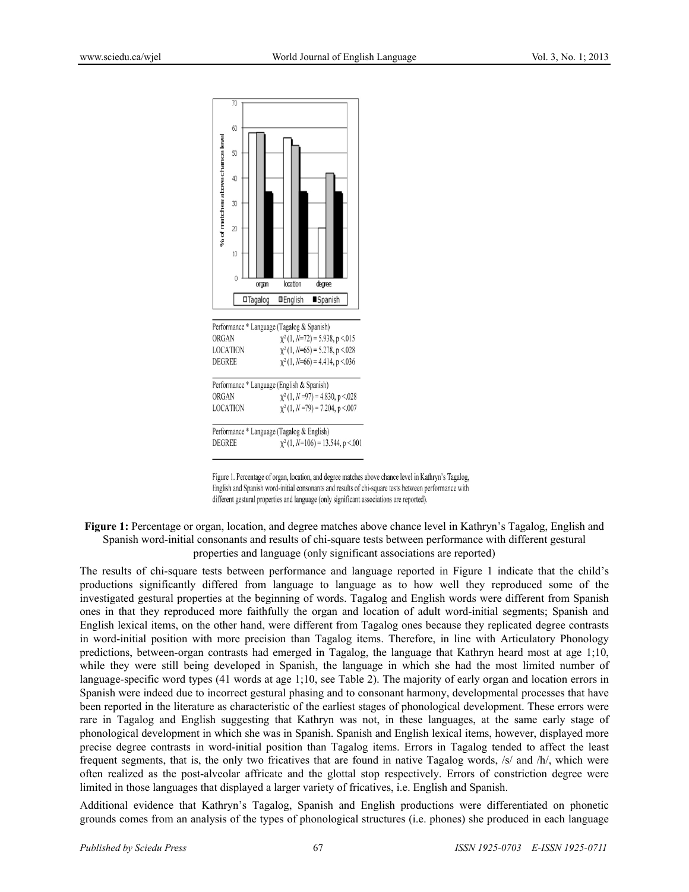| Performance * Language (Tagalog & Spanish) | |
|---|---|
| ORGAN | $\chi^2$ (1, $N$=72) = 5.938, p <.015 |
| LOCATION | $\chi^2$ (1, $N$=65) = 5.278, p <.028 |
| DEGREE | $\chi^2$ (1, $N$=66) = 4.414, p <.036 |

| Performance * Language (English & Spanish) | |
|---|---|
| ORGAN | $\chi^2$ (1, $N$ =97) = 4.830, p <.028 |
| LOCATION | $\chi^2$ (1, $N$ =79) = 7.204, p <.007 |

| Performance * Language (Tagalog & English) | |
|---|---|
| DEGREE | $\chi^2$ (1, $N$=106) = 13.544, p <.001 |

Figure 1. Percentage of organ, location, and degree matches above chance level in Kathryn's Tagalog, English and Spanish word-initial consonants and results of chi-square tests between performance with different gestural properties and language (only significant associations are reported).

**Figure 1:** Percentage or organ, location, and degree matches above chance level in Kathryn's Tagalog, English and Spanish word-initial consonants and results of chi-square tests between performance with different gestural properties and language (only significant associations are reported)

The results of chi-square tests between performance and language reported in Figure 1 indicate that the child's productions significantly differed from language to language as to how well they reproduced some of the investigated gestural properties at the beginning of words. Tagalog and English words were different from Spanish ones in that they reproduced more faithfully the organ and location of adult word-initial segments; Spanish and English lexical items, on the other hand, were different from Tagalog ones because they replicated degree contrasts in word-initial position with more precision than Tagalog items. Therefore, in line with Articulatory Phonology predictions, between-organ contrasts had emerged in Tagalog, the language that Kathryn heard most at age 1;10, while they were still being developed in Spanish, the language in which she had the most limited number of language-specific word types (41 words at age 1;10, see Table 2). The majority of early organ and location errors in Spanish were indeed due to incorrect gestural phasing and to consonant harmony, developmental processes that have been reported in the literature as characteristic of the earliest stages of phonological development. These errors were rare in Tagalog and English suggesting that Kathryn was not, in these languages, at the same early stage of phonological development in which she was in Spanish. Spanish and English lexical items, however, displayed more precise degree contrasts in word-initial position than Tagalog items. Errors in Tagalog tended to affect the least frequent segments, that is, the only two fricatives that are found in native Tagalog words, /s/ and /h/, which were often realized as the post-alveolar affricate and the glottal stop respectively. Errors of constriction degree were limited in those languages that displayed a larger variety of fricatives, i.e. English and Spanish.

Additional evidence that Kathryn's Tagalog, Spanish and English productions were differentiated on phonetic grounds comes from an analysis of the types of phonological structures (i.e. phones) she produced in each language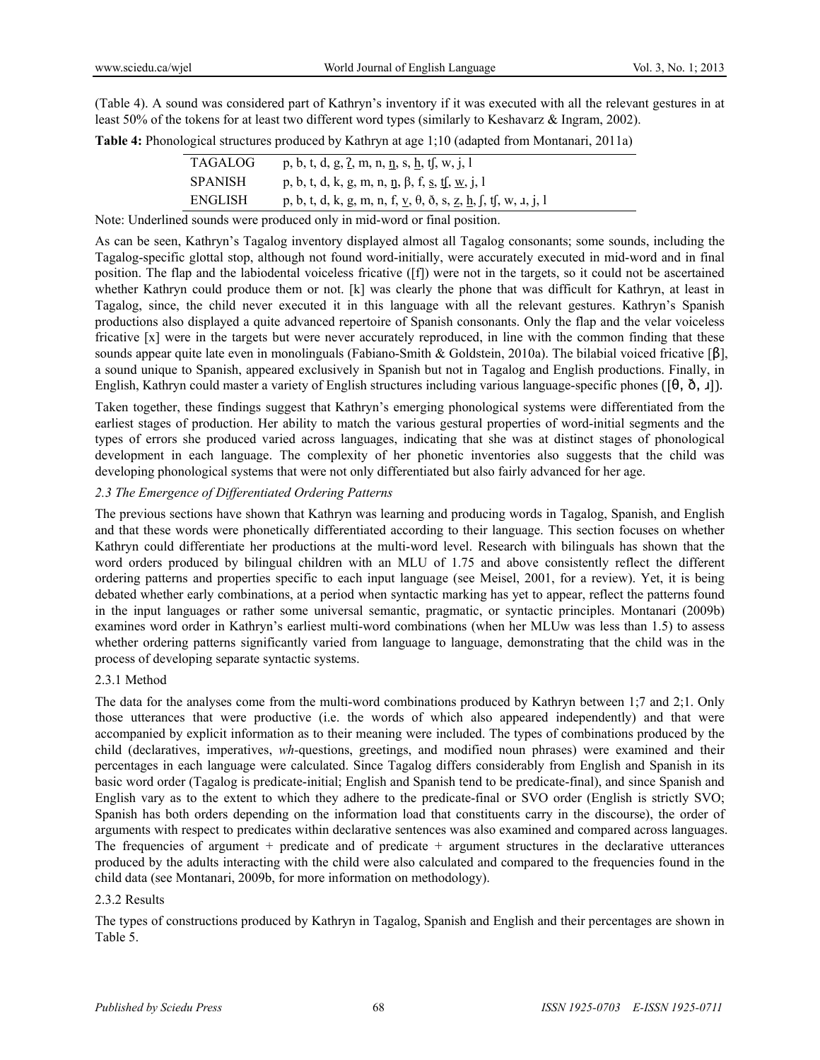(Table 4). A sound was considered part of Kathryn's inventory if it was executed with all the relevant gestures in at least 50% of the tokens for at least two different word types (similarly to Keshavarz & Ingram, 2002).

**Table 4:** Phonological structures produced by Kathryn at age 1;10 (adapted from Montanari, 2011a)

| | |
|---|---|
| TAGALOG | p, b, t, d, g, <u>ʔ</u>, m, n, <u>ŋ</u>, s, <u>h</u>, tʃ, w, j, l |
| SPANISH | p, b, t, d, k, g, m, n, <u>ŋ</u>, β, f, <u>s</u>, <u>tʃ</u>, <u>w</u>, j, l |
| ENGLISH | p, b, t, d, k, g, m, n, f, <u>v</u>, θ, ð, s, <u>z</u>, <u>h</u>, ʃ, tʃ, w, ɹ, j, l |

Note: Underlined sounds were produced only in mid-word or final position.

As can be seen, Kathryn's Tagalog inventory displayed almost all Tagalog consonants; some sounds, including the Tagalog-specific glottal stop, although not found word-initially, were accurately executed in mid-word and in final position. The flap and the labiodental voiceless fricative ([f]) were not in the targets, so it could not be ascertained whether Kathryn could produce them or not. [k] was clearly the phone that was difficult for Kathryn, at least in Tagalog, since, the child never executed it in this language with all the relevant gestures. Kathryn's Spanish productions also displayed a quite advanced repertoire of Spanish consonants. Only the flap and the velar voiceless fricative [x] were in the targets but were never accurately reproduced, in line with the common finding that these sounds appear quite late even in monolinguals (Fabiano-Smith & Goldstein, 2010a). The bilabial voiced fricative [β], a sound unique to Spanish, appeared exclusively in Spanish but not in Tagalog and English productions. Finally, in English, Kathryn could master a variety of English structures including various language-specific phones ([θ, ð, ɹ]).

Taken together, these findings suggest that Kathryn's emerging phonological systems were differentiated from the earliest stages of production. Her ability to match the various gestural properties of word-initial segments and the types of errors she produced varied across languages, indicating that she was at distinct stages of phonological development in each language. The complexity of her phonetic inventories also suggests that the child was developing phonological systems that were not only differentiated but also fairly advanced for her age.

### *2.3 The Emergence of Differentiated Ordering Patterns*

The previous sections have shown that Kathryn was learning and producing words in Tagalog, Spanish, and English and that these words were phonetically differentiated according to their language. This section focuses on whether Kathryn could differentiate her productions at the multi-word level. Research with bilinguals has shown that the word orders produced by bilingual children with an MLU of 1.75 and above consistently reflect the different ordering patterns and properties specific to each input language (see Meisel, 2001, for a review). Yet, it is being debated whether early combinations, at a period when syntactic marking has yet to appear, reflect the patterns found in the input languages or rather some universal semantic, pragmatic, or syntactic principles. Montanari (2009b) examines word order in Kathryn's earliest multi-word combinations (when her MLUw was less than 1.5) to assess whether ordering patterns significantly varied from language to language, demonstrating that the child was in the process of developing separate syntactic systems.

#### 2.3.1 Method

The data for the analyses come from the multi-word combinations produced by Kathryn between 1;7 and 2;1. Only those utterances that were productive (i.e. the words of which also appeared independently) and that were accompanied by explicit information as to their meaning were included. The types of combinations produced by the child (declaratives, imperatives, *wh*-questions, greetings, and modified noun phrases) were examined and their percentages in each language were calculated. Since Tagalog differs considerably from English and Spanish in its basic word order (Tagalog is predicate-initial; English and Spanish tend to be predicate-final), and since Spanish and English vary as to the extent to which they adhere to the predicate-final or SVO order (English is strictly SVO; Spanish has both orders depending on the information load that constituents carry in the discourse), the order of arguments with respect to predicates within declarative sentences was also examined and compared across languages. The frequencies of argument + predicate and of predicate + argument structures in the declarative utterances produced by the adults interacting with the child were also calculated and compared to the frequencies found in the child data (see Montanari, 2009b, for more information on methodology).

#### 2.3.2 Results

The types of constructions produced by Kathryn in Tagalog, Spanish and English and their percentages are shown in Table 5.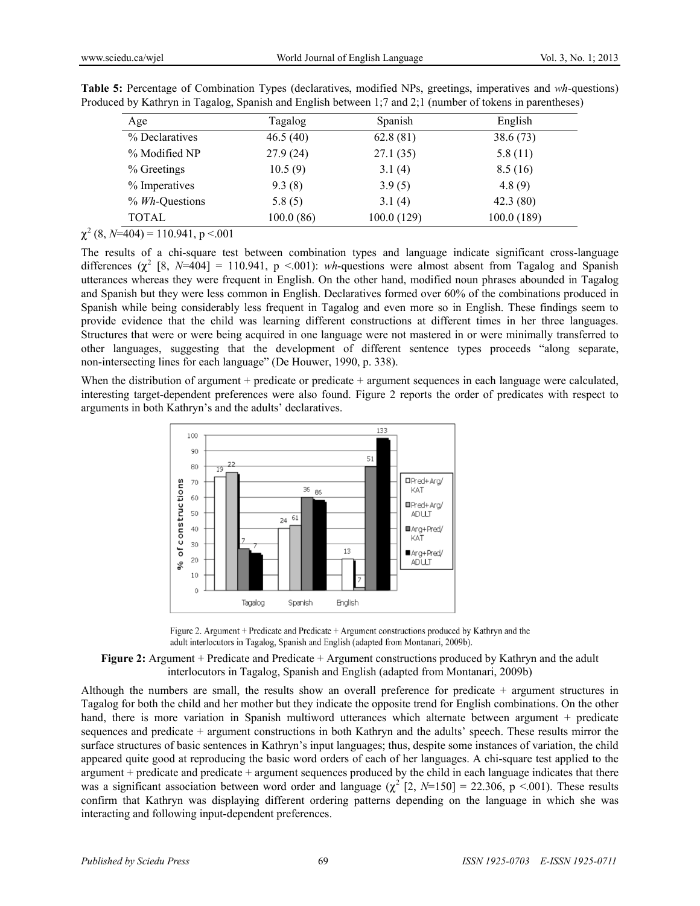**Table 5:** Percentage of Combination Types (declaratives, modified NPs, greetings, imperatives and *wh*-questions) Produced by Kathryn in Tagalog, Spanish and English between 1;7 and 2;1 (number of tokens in parentheses)

| Age | Tagalog | Spanish | English |
|---|---|---|---|
| % Declaratives | 46.5 (40) | 62.8 (81) | 38.6 (73) |
| % Modified NP | 27.9 (24) | 27.1 (35) | 5.8 (11) |
| % Greetings | 10.5 (9) | 3.1 (4) | 8.5 (16) |
| % Imperatives | 9.3 (8) | 3.9 (5) | 4.8 (9) |
| % *Wh*-Questions | 5.8 (5) | 3.1 (4) | 42.3 (80) |
| TOTAL | 100.0 (86) | 100.0 (129) | 100.0 (189) |

$\chi^2$ (8, $N$=404) = 110.941, p <.001

The results of a chi-square test between combination types and language indicate significant cross-language differences ($\chi^2$ [8, $N$=404] = 110.941, p <.001): *wh*-questions were almost absent from Tagalog and Spanish utterances whereas they were frequent in English. On the other hand, modified noun phrases abounded in Tagalog and Spanish but they were less common in English. Declaratives formed over 60% of the combinations produced in Spanish while being considerably less frequent in Tagalog and even more so in English. These findings seem to provide evidence that the child was learning different constructions at different times in her three languages. Structures that were or were being acquired in one language were not mastered in or were minimally transferred to other languages, suggesting that the development of different sentence types proceeds "along separate, non-intersecting lines for each language" (De Houwer, 1990, p. 338).

When the distribution of argument + predicate or predicate + argument sequences in each language were calculated, interesting target-dependent preferences were also found. Figure 2 reports the order of predicates with respect to arguments in both Kathryn's and the adults' declaratives.

Figure 2. Argument + Predicate and Predicate + Argument constructions produced by Kathryn and the adult interlocutors in Tagalog, Spanish and English (adapted from Montanari, 2009b).

**Figure 2:** Argument + Predicate and Predicate + Argument constructions produced by Kathryn and the adult interlocutors in Tagalog, Spanish and English (adapted from Montanari, 2009b)

Although the numbers are small, the results show an overall preference for predicate + argument structures in Tagalog for both the child and her mother but they indicate the opposite trend for English combinations. On the other hand, there is more variation in Spanish multiword utterances which alternate between argument + predicate sequences and predicate + argument constructions in both Kathryn and the adults' speech. These results mirror the surface structures of basic sentences in Kathryn's input languages; thus, despite some instances of variation, the child appeared quite good at reproducing the basic word orders of each of her languages. A chi-square test applied to the argument + predicate and predicate + argument sequences produced by the child in each language indicates that there was a significant association between word order and language ($\chi^2$ [2, $N$=150] = 22.306, p <.001). These results confirm that Kathryn was displaying different ordering patterns depending on the language in which she was interacting and following input-dependent preferences.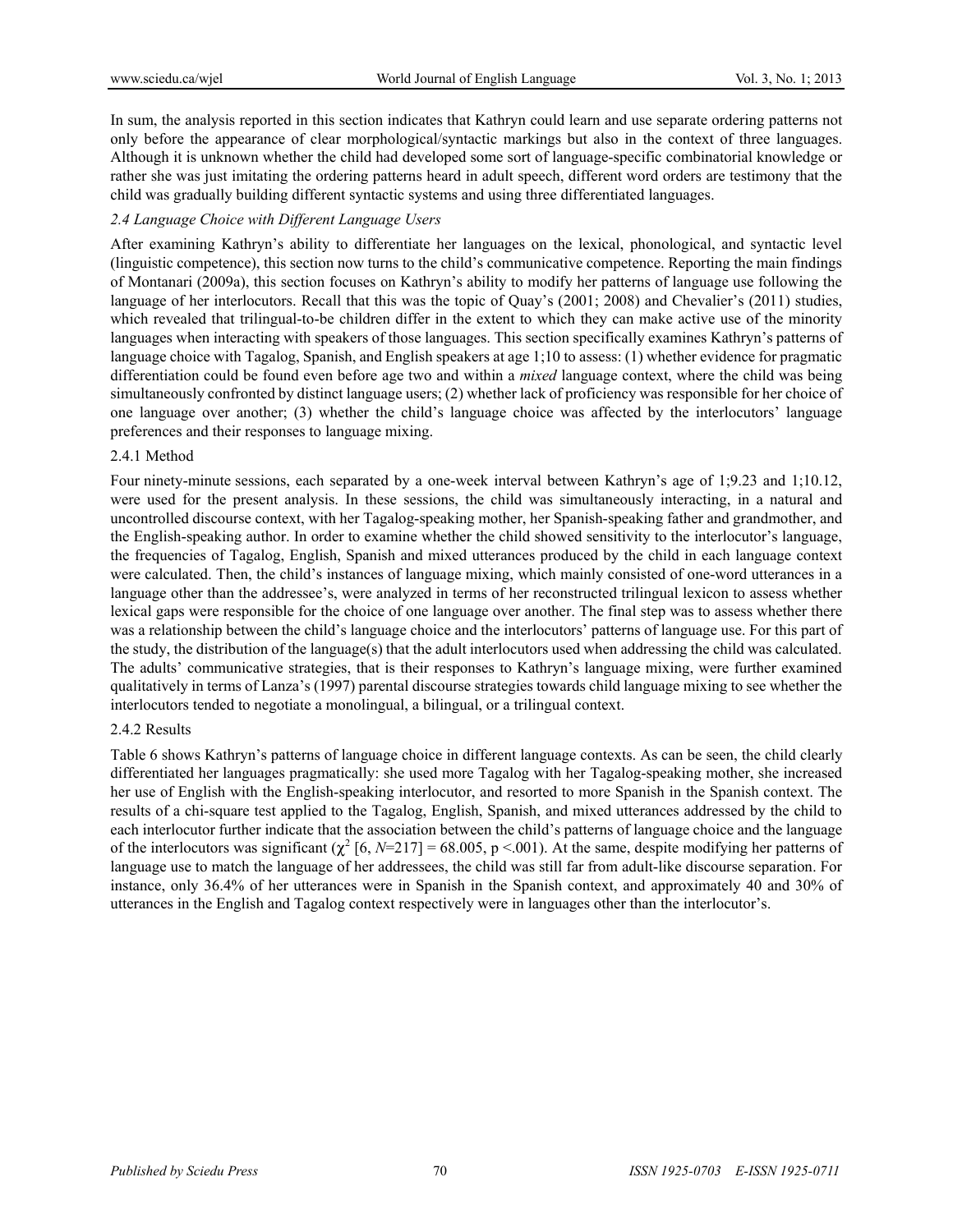In sum, the analysis reported in this section indicates that Kathryn could learn and use separate ordering patterns not only before the appearance of clear morphological/syntactic markings but also in the context of three languages. Although it is unknown whether the child had developed some sort of language-specific combinatorial knowledge or rather she was just imitating the ordering patterns heard in adult speech, different word orders are testimony that the child was gradually building different syntactic systems and using three differentiated languages.

### *2.4 Language Choice with Different Language Users*

After examining Kathryn's ability to differentiate her languages on the lexical, phonological, and syntactic level (linguistic competence), this section now turns to the child's communicative competence. Reporting the main findings of Montanari (2009a), this section focuses on Kathryn's ability to modify her patterns of language use following the language of her interlocutors. Recall that this was the topic of Quay's (2001; 2008) and Chevalier's (2011) studies, which revealed that trilingual-to-be children differ in the extent to which they can make active use of the minority languages when interacting with speakers of those languages. This section specifically examines Kathryn's patterns of language choice with Tagalog, Spanish, and English speakers at age 1;10 to assess: (1) whether evidence for pragmatic differentiation could be found even before age two and within a *mixed* language context, where the child was being simultaneously confronted by distinct language users; (2) whether lack of proficiency was responsible for her choice of one language over another; (3) whether the child's language choice was affected by the interlocutors' language preferences and their responses to language mixing.

#### 2.4.1 Method

Four ninety-minute sessions, each separated by a one-week interval between Kathryn's age of 1;9.23 and 1;10.12, were used for the present analysis. In these sessions, the child was simultaneously interacting, in a natural and uncontrolled discourse context, with her Tagalog-speaking mother, her Spanish-speaking father and grandmother, and the English-speaking author. In order to examine whether the child showed sensitivity to the interlocutor's language, the frequencies of Tagalog, English, Spanish and mixed utterances produced by the child in each language context were calculated. Then, the child's instances of language mixing, which mainly consisted of one-word utterances in a language other than the addressee's, were analyzed in terms of her reconstructed trilingual lexicon to assess whether lexical gaps were responsible for the choice of one language over another. The final step was to assess whether there was a relationship between the child's language choice and the interlocutors' patterns of language use. For this part of the study, the distribution of the language(s) that the adult interlocutors used when addressing the child was calculated. The adults' communicative strategies, that is their responses to Kathryn's language mixing, were further examined qualitatively in terms of Lanza's (1997) parental discourse strategies towards child language mixing to see whether the interlocutors tended to negotiate a monolingual, a bilingual, or a trilingual context.

#### 2.4.2 Results

Table 6 shows Kathryn's patterns of language choice in different language contexts. As can be seen, the child clearly differentiated her languages pragmatically: she used more Tagalog with her Tagalog-speaking mother, she increased her use of English with the English-speaking interlocutor, and resorted to more Spanish in the Spanish context. The results of a chi-square test applied to the Tagalog, English, Spanish, and mixed utterances addressed by the child to each interlocutor further indicate that the association between the child's patterns of language choice and the language of the interlocutors was significant ($\chi^2$ [6, $N$=217] = 68.005, $p < .001$). At the same, despite modifying her patterns of language use to match the language of her addressees, the child was still far from adult-like discourse separation. For instance, only 36.4% of her utterances were in Spanish in the Spanish context, and approximately 40 and 30% of utterances in the English and Tagalog context respectively were in languages other than the interlocutor's.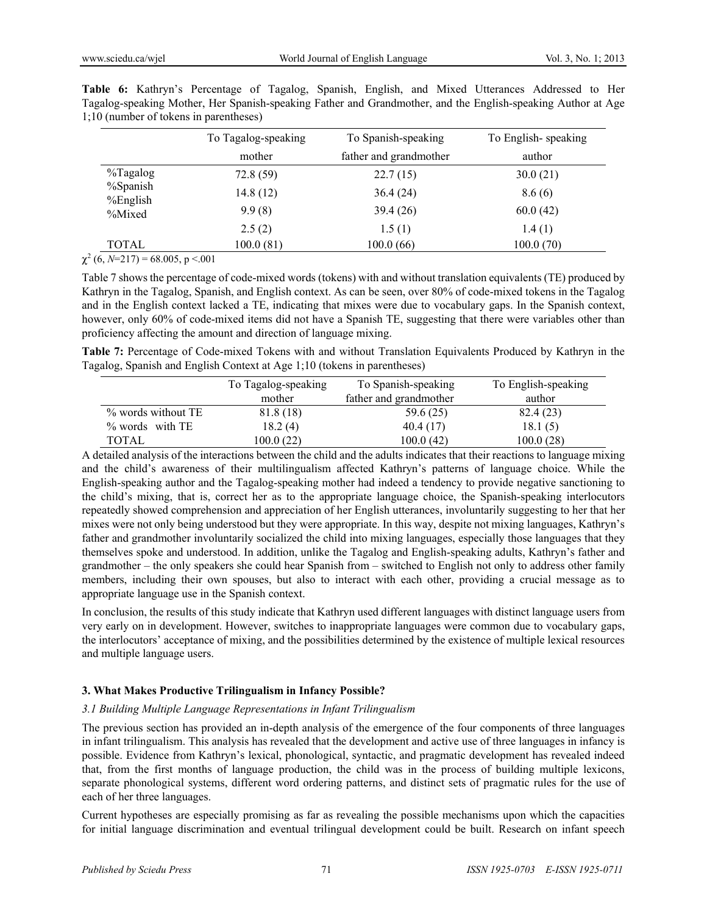**Table 6:** Kathryn's Percentage of Tagalog, Spanish, English, and Mixed Utterances Addressed to Her Tagalog-speaking Mother, Her Spanish-speaking Father and Grandmother, and the English-speaking Author at Age 1;10 (number of tokens in parentheses)

| | To Tagalog-speaking mother | To Spanish-speaking father and grandmother | To English- speaking author |
|---|---|---|---|
| %Tagalog | 72.8 (59) | 22.7 (15) | 30.0 (21) |
| %Spanish | 14.8 (12) | 36.4 (24) | 8.6 (6) |
| %English | 9.9 (8) | 39.4 (26) | 60.0 (42) |
| %Mixed | 2.5 (2) | 1.5 (1) | 1.4 (1) |
| TOTAL | 100.0 (81) | 100.0 (66) | 100.0 (70) |

$\chi^2$ (6, $N$=217) = 68.005, p <.001

Table 7 shows the percentage of code-mixed words (tokens) with and without translation equivalents (TE) produced by Kathryn in the Tagalog, Spanish, and English context. As can be seen, over 80% of code-mixed tokens in the Tagalog and in the English context lacked a TE, indicating that mixes were due to vocabulary gaps. In the Spanish context, however, only 60% of code-mixed items did not have a Spanish TE, suggesting that there were variables other than proficiency affecting the amount and direction of language mixing.

**Table 7:** Percentage of Code-mixed Tokens with and without Translation Equivalents Produced by Kathryn in the Tagalog, Spanish and English Context at Age 1;10 (tokens in parentheses)

| | To Tagalog-speaking mother | To Spanish-speaking father and grandmother | To English-speaking author |
|---|---|---|---|
| % words without TE | 81.8 (18) | 59.6 (25) | 82.4 (23) |
| % words with TE | 18.2 (4) | 40.4 (17) | 18.1 (5) |
| TOTAL | 100.0 (22) | 100.0 (42) | 100.0 (28) |

A detailed analysis of the interactions between the child and the adults indicates that their reactions to language mixing and the child's awareness of their multilingualism affected Kathryn's patterns of language choice. While the English-speaking author and the Tagalog-speaking mother had indeed a tendency to provide negative sanctioning to the child's mixing, that is, correct her as to the appropriate language choice, the Spanish-speaking interlocutors repeatedly showed comprehension and appreciation of her English utterances, involuntarily suggesting to her that her mixes were not only being understood but they were appropriate. In this way, despite not mixing languages, Kathryn's father and grandmother involuntarily socialized the child into mixing languages, especially those languages that they themselves spoke and understood. In addition, unlike the Tagalog and English-speaking adults, Kathryn's father and grandmother – the only speakers she could hear Spanish from – switched to English not only to address other family members, including their own spouses, but also to interact with each other, providing a crucial message as to appropriate language use in the Spanish context.

In conclusion, the results of this study indicate that Kathryn used different languages with distinct language users from very early on in development. However, switches to inappropriate languages were common due to vocabulary gaps, the interlocutors' acceptance of mixing, and the possibilities determined by the existence of multiple lexical resources and multiple language users.

## 3. What Makes Productive Trilingualism in Infancy Possible?

### *3.1 Building Multiple Language Representations in Infant Trilingualism*

The previous section has provided an in-depth analysis of the emergence of the four components of three languages in infant trilingualism. This analysis has revealed that the development and active use of three languages in infancy is possible. Evidence from Kathryn's lexical, phonological, syntactic, and pragmatic development has revealed indeed that, from the first months of language production, the child was in the process of building multiple lexicons, separate phonological systems, different word ordering patterns, and distinct sets of pragmatic rules for the use of each of her three languages.

Current hypotheses are especially promising as far as revealing the possible mechanisms upon which the capacities for initial language discrimination and eventual trilingual development could be built. Research on infant speech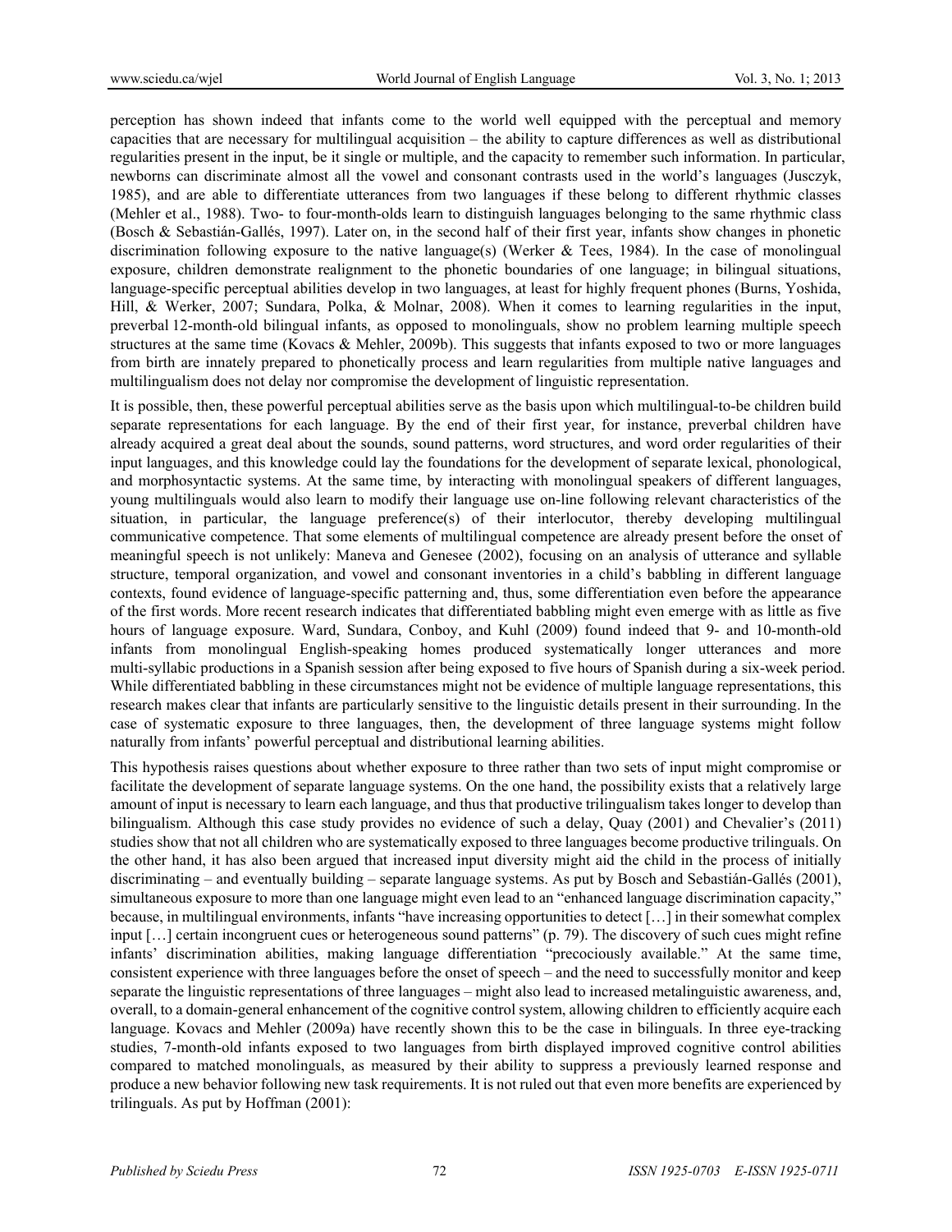perception has shown indeed that infants come to the world well equipped with the perceptual and memory capacities that are necessary for multilingual acquisition – the ability to capture differences as well as distributional regularities present in the input, be it single or multiple, and the capacity to remember such information. In particular, newborns can discriminate almost all the vowel and consonant contrasts used in the world's languages (Jusczyk, 1985), and are able to differentiate utterances from two languages if these belong to different rhythmic classes (Mehler et al., 1988). Two- to four-month-olds learn to distinguish languages belonging to the same rhythmic class (Bosch & Sebastián-Gallés, 1997). Later on, in the second half of their first year, infants show changes in phonetic discrimination following exposure to the native language(s) (Werker & Tees, 1984). In the case of monolingual exposure, children demonstrate realignment to the phonetic boundaries of one language; in bilingual situations, language-specific perceptual abilities develop in two languages, at least for highly frequent phones (Burns, Yoshida, Hill, & Werker, 2007; Sundara, Polka, & Molnar, 2008). When it comes to learning regularities in the input, preverbal 12-month-old bilingual infants, as opposed to monolinguals, show no problem learning multiple speech structures at the same time (Kovacs & Mehler, 2009b). This suggests that infants exposed to two or more languages from birth are innately prepared to phonetically process and learn regularities from multiple native languages and multilingualism does not delay nor compromise the development of linguistic representation.

It is possible, then, these powerful perceptual abilities serve as the basis upon which multilingual-to-be children build separate representations for each language. By the end of their first year, for instance, preverbal children have already acquired a great deal about the sounds, sound patterns, word structures, and word order regularities of their input languages, and this knowledge could lay the foundations for the development of separate lexical, phonological, and morphosyntactic systems. At the same time, by interacting with monolingual speakers of different languages, young multilinguals would also learn to modify their language use on-line following relevant characteristics of the situation, in particular, the language preference(s) of their interlocutor, thereby developing multilingual communicative competence. That some elements of multilingual competence are already present before the onset of meaningful speech is not unlikely: Maneva and Genesee (2002), focusing on an analysis of utterance and syllable structure, temporal organization, and vowel and consonant inventories in a child's babbling in different language contexts, found evidence of language-specific patterning and, thus, some differentiation even before the appearance of the first words. More recent research indicates that differentiated babbling might even emerge with as little as five hours of language exposure. Ward, Sundara, Conboy, and Kuhl (2009) found indeed that 9- and 10-month-old infants from monolingual English-speaking homes produced systematically longer utterances and more multi-syllabic productions in a Spanish session after being exposed to five hours of Spanish during a six-week period. While differentiated babbling in these circumstances might not be evidence of multiple language representations, this research makes clear that infants are particularly sensitive to the linguistic details present in their surrounding. In the case of systematic exposure to three languages, then, the development of three language systems might follow naturally from infants' powerful perceptual and distributional learning abilities.

This hypothesis raises questions about whether exposure to three rather than two sets of input might compromise or facilitate the development of separate language systems. On the one hand, the possibility exists that a relatively large amount of input is necessary to learn each language, and thus that productive trilingualism takes longer to develop than bilingualism. Although this case study provides no evidence of such a delay, Quay (2001) and Chevalier's (2011) studies show that not all children who are systematically exposed to three languages become productive trilinguals. On the other hand, it has also been argued that increased input diversity might aid the child in the process of initially discriminating – and eventually building – separate language systems. As put by Bosch and Sebastián-Gallés (2001), simultaneous exposure to more than one language might even lead to an "enhanced language discrimination capacity," because, in multilingual environments, infants "have increasing opportunities to detect […] in their somewhat complex input […] certain incongruent cues or heterogeneous sound patterns" (p. 79). The discovery of such cues might refine infants' discrimination abilities, making language differentiation "precociously available." At the same time, consistent experience with three languages before the onset of speech – and the need to successfully monitor and keep separate the linguistic representations of three languages – might also lead to increased metalinguistic awareness, and, overall, to a domain-general enhancement of the cognitive control system, allowing children to efficiently acquire each language. Kovacs and Mehler (2009a) have recently shown this to be the case in bilinguals. In three eye-tracking studies, 7-month-old infants exposed to two languages from birth displayed improved cognitive control abilities compared to matched monolinguals, as measured by their ability to suppress a previously learned response and produce a new behavior following new task requirements. It is not ruled out that even more benefits are experienced by trilinguals. As put by Hoffman (2001):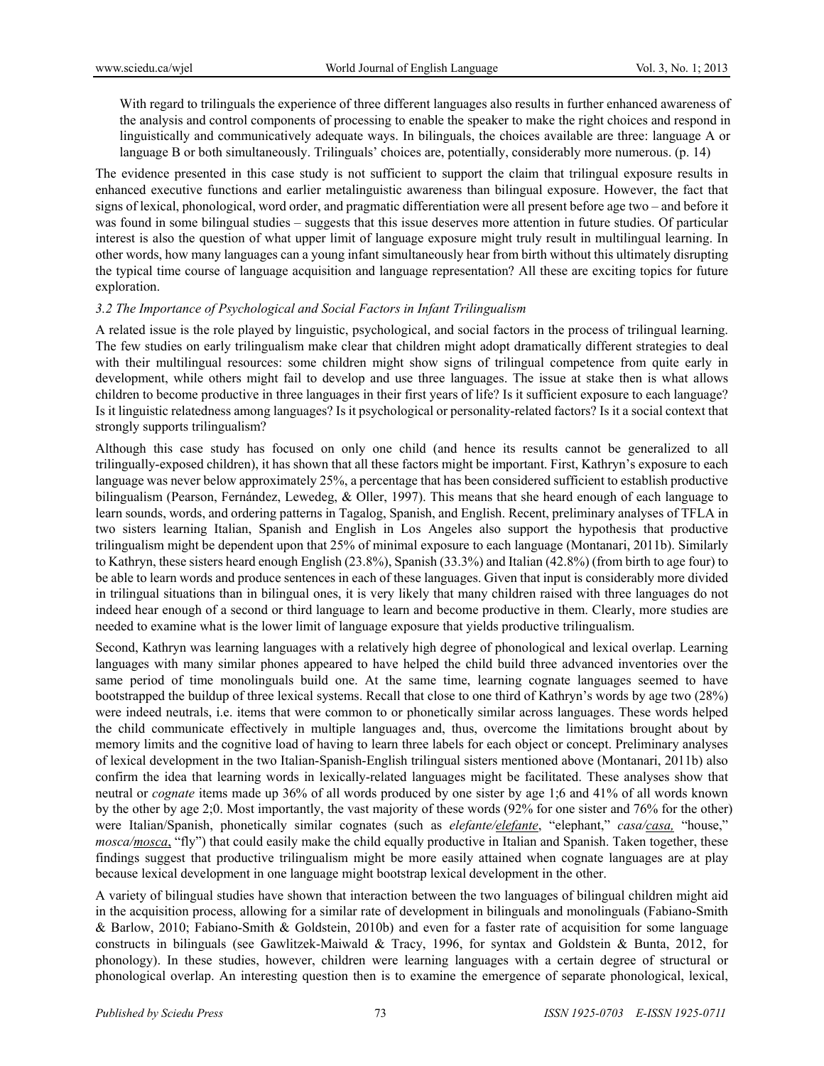> With regard to trilinguals the experience of three different languages also results in further enhanced awareness of the analysis and control components of processing to enable the speaker to make the right choices and respond in linguistically and communicatively adequate ways. In bilinguals, the choices available are three: language A or language B or both simultaneously. Trilinguals' choices are, potentially, considerably more numerous. (p. 14)

The evidence presented in this case study is not sufficient to support the claim that trilingual exposure results in enhanced executive functions and earlier metalinguistic awareness than bilingual exposure. However, the fact that signs of lexical, phonological, word order, and pragmatic differentiation were all present before age two – and before it was found in some bilingual studies – suggests that this issue deserves more attention in future studies. Of particular interest is also the question of what upper limit of language exposure might truly result in multilingual learning. In other words, how many languages can a young infant simultaneously hear from birth without this ultimately disrupting the typical time course of language acquisition and language representation? All these are exciting topics for future exploration.

### *3.2 The Importance of Psychological and Social Factors in Infant Trilingualism*

A related issue is the role played by linguistic, psychological, and social factors in the process of trilingual learning. The few studies on early trilingualism make clear that children might adopt dramatically different strategies to deal with their multilingual resources: some children might show signs of trilingual competence from quite early in development, while others might fail to develop and use three languages. The issue at stake then is what allows children to become productive in three languages in their first years of life? Is it sufficient exposure to each language? Is it linguistic relatedness among languages? Is it psychological or personality-related factors? Is it a social context that strongly supports trilingualism?

Although this case study has focused on only one child (and hence its results cannot be generalized to all trilingually-exposed children), it has shown that all these factors might be important. First, Kathryn's exposure to each language was never below approximately 25%, a percentage that has been considered sufficient to establish productive bilingualism (Pearson, Fernández, Lewedeg, & Oller, 1997). This means that she heard enough of each language to learn sounds, words, and ordering patterns in Tagalog, Spanish, and English. Recent, preliminary analyses of TFLA in two sisters learning Italian, Spanish and English in Los Angeles also support the hypothesis that productive trilingualism might be dependent upon that 25% of minimal exposure to each language (Montanari, 2011b). Similarly to Kathryn, these sisters heard enough English (23.8%), Spanish (33.3%) and Italian (42.8%) (from birth to age four) to be able to learn words and produce sentences in each of these languages. Given that input is considerably more divided in trilingual situations than in bilingual ones, it is very likely that many children raised with three languages do not indeed hear enough of a second or third language to learn and become productive in them. Clearly, more studies are needed to examine what is the lower limit of language exposure that yields productive trilingualism.

Second, Kathryn was learning languages with a relatively high degree of phonological and lexical overlap. Learning languages with many similar phones appeared to have helped the child build three advanced inventories over the same period of time monolinguals build one. At the same time, learning cognate languages seemed to have bootstrapped the buildup of three lexical systems. Recall that close to one third of Kathryn's words by age two (28%) were indeed neutrals, i.e. items that were common to or phonetically similar across languages. These words helped the child communicate effectively in multiple languages and, thus, overcome the limitations brought about by memory limits and the cognitive load of having to learn three labels for each object or concept. Preliminary analyses of lexical development in the two Italian-Spanish-English trilingual sisters mentioned above (Montanari, 2011b) also confirm the idea that learning words in lexically-related languages might be facilitated. These analyses show that neutral or *cognate* items made up 36% of all words produced by one sister by age 1;6 and 41% of all words known by the other by age 2;0. Most importantly, the vast majority of these words (92% for one sister and 76% for the other) were Italian/Spanish, phonetically similar cognates (such as *elefante*/*<u>elefante</u>*, "elephant," *casa*/*<u>casa</u>,* "house," *mosca*/*<u>mosca</u>*, "fly") that could easily make the child equally productive in Italian and Spanish. Taken together, these findings suggest that productive trilingualism might be more easily attained when cognate languages are at play because lexical development in one language might bootstrap lexical development in the other.

A variety of bilingual studies have shown that interaction between the two languages of bilingual children might aid in the acquisition process, allowing for a similar rate of development in bilinguals and monolinguals (Fabiano-Smith & Barlow, 2010; Fabiano-Smith & Goldstein, 2010b) and even for a faster rate of acquisition for some language constructs in bilinguals (see Gawlitzek-Maiwald & Tracy, 1996, for syntax and Goldstein & Bunta, 2012, for phonology). In these studies, however, children were learning languages with a certain degree of structural or phonological overlap. An interesting question then is to examine the emergence of separate phonological, lexical,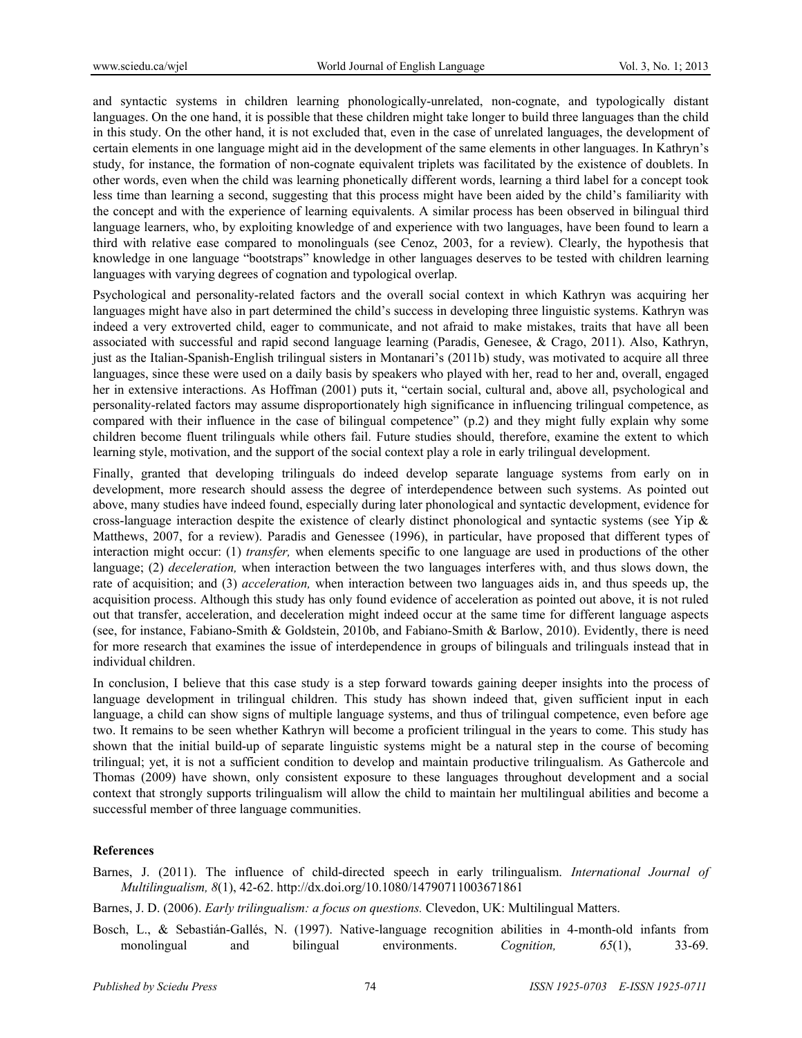and syntactic systems in children learning phonologically-unrelated, non-cognate, and typologically distant languages. On the one hand, it is possible that these children might take longer to build three languages than the child in this study. On the other hand, it is not excluded that, even in the case of unrelated languages, the development of certain elements in one language might aid in the development of the same elements in other languages. In Kathryn's study, for instance, the formation of non-cognate equivalent triplets was facilitated by the existence of doublets. In other words, even when the child was learning phonetically different words, learning a third label for a concept took less time than learning a second, suggesting that this process might have been aided by the child's familiarity with the concept and with the experience of learning equivalents. A similar process has been observed in bilingual third language learners, who, by exploiting knowledge of and experience with two languages, have been found to learn a third with relative ease compared to monolinguals (see Cenoz, 2003, for a review). Clearly, the hypothesis that knowledge in one language "bootstraps" knowledge in other languages deserves to be tested with children learning languages with varying degrees of cognation and typological overlap.

Psychological and personality-related factors and the overall social context in which Kathryn was acquiring her languages might have also in part determined the child's success in developing three linguistic systems. Kathryn was indeed a very extroverted child, eager to communicate, and not afraid to make mistakes, traits that have all been associated with successful and rapid second language learning (Paradis, Genesee, & Crago, 2011). Also, Kathryn, just as the Italian-Spanish-English trilingual sisters in Montanari's (2011b) study, was motivated to acquire all three languages, since these were used on a daily basis by speakers who played with her, read to her and, overall, engaged her in extensive interactions. As Hoffman (2001) puts it, "certain social, cultural and, above all, psychological and personality-related factors may assume disproportionately high significance in influencing trilingual competence, as compared with their influence in the case of bilingual competence" (p.2) and they might fully explain why some children become fluent trilinguals while others fail. Future studies should, therefore, examine the extent to which learning style, motivation, and the support of the social context play a role in early trilingual development.

Finally, granted that developing trilinguals do indeed develop separate language systems from early on in development, more research should assess the degree of interdependence between such systems. As pointed out above, many studies have indeed found, especially during later phonological and syntactic development, evidence for cross-language interaction despite the existence of clearly distinct phonological and syntactic systems (see Yip & Matthews, 2007, for a review). Paradis and Genessee (1996), in particular, have proposed that different types of interaction might occur: (1) *transfer,* when elements specific to one language are used in productions of the other language; (2) *deceleration,* when interaction between the two languages interferes with, and thus slows down, the rate of acquisition; and (3) *acceleration,* when interaction between two languages aids in, and thus speeds up, the acquisition process. Although this study has only found evidence of acceleration as pointed out above, it is not ruled out that transfer, acceleration, and deceleration might indeed occur at the same time for different language aspects (see, for instance, Fabiano-Smith & Goldstein, 2010b, and Fabiano-Smith & Barlow, 2010). Evidently, there is need for more research that examines the issue of interdependence in groups of bilinguals and trilinguals instead that in individual children.

In conclusion, I believe that this case study is a step forward towards gaining deeper insights into the process of language development in trilingual children. This study has shown indeed that, given sufficient input in each language, a child can show signs of multiple language systems, and thus of trilingual competence, even before age two. It remains to be seen whether Kathryn will become a proficient trilingual in the years to come. This study has shown that the initial build-up of separate linguistic systems might be a natural step in the course of becoming trilingual; yet, it is not a sufficient condition to develop and maintain productive trilingualism. As Gathercole and Thomas (2009) have shown, only consistent exposure to these languages throughout development and a social context that strongly supports trilingualism will allow the child to maintain her multilingual abilities and become a successful member of three language communities.

## References

Barnes, J. (2011). The influence of child-directed speech in early trilingualism. *International Journal of Multilingualism, 8*(1), 42-62. http://dx.doi.org/10.1080/14790711003671861

Barnes, J. D. (2006). *Early trilingualism: a focus on questions.* Clevedon, UK: Multilingual Matters.

Bosch, L., & Sebastián-Gallés, N. (1997). Native-language recognition abilities in 4-month-old infants from monolingual and bilingual environments. *Cognition, 65*(1), 33-69.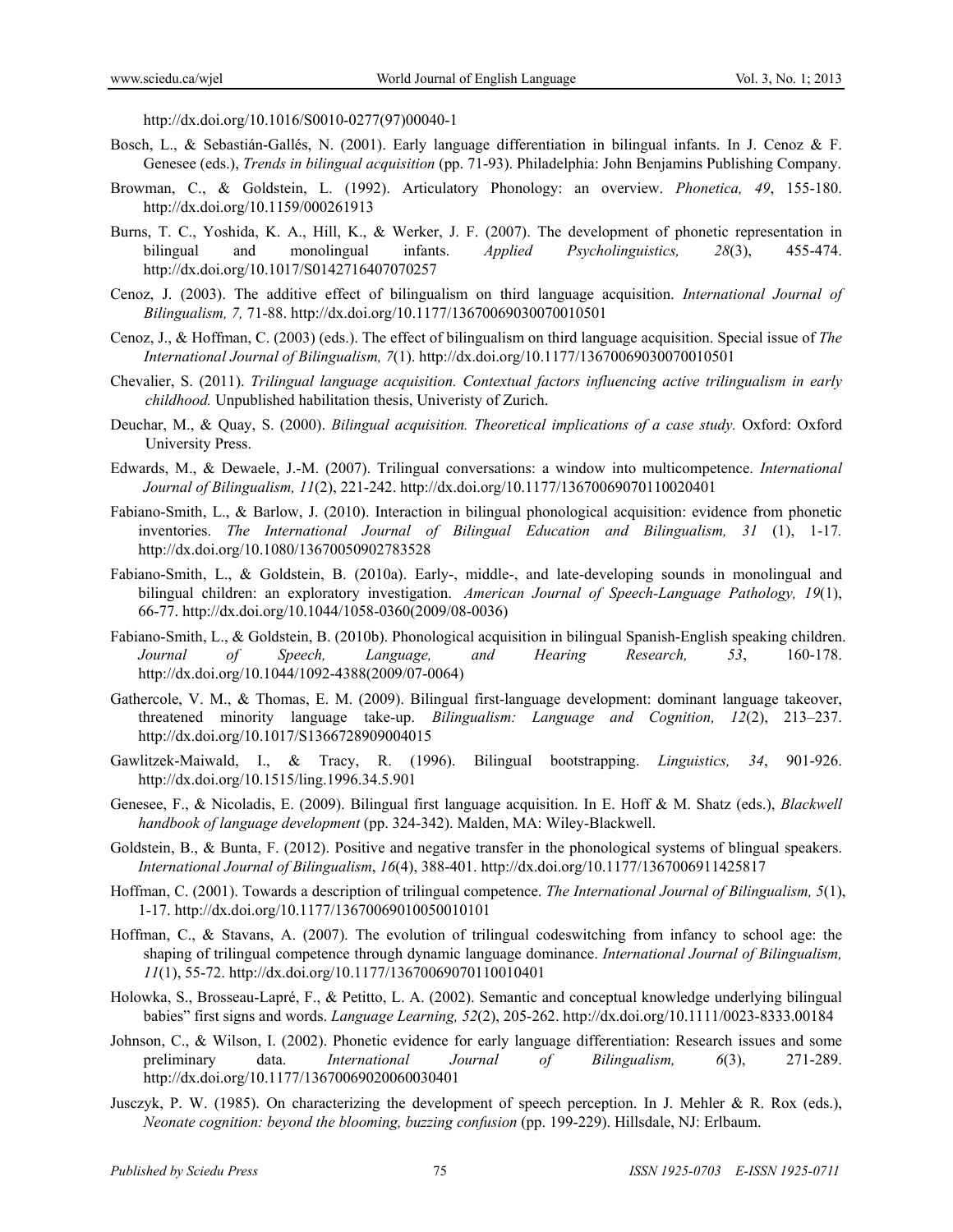http://dx.doi.org/10.1016/S0010-0277(97)00040-1

Bosch, L., & Sebastián-Gallés, N. (2001). Early language differentiation in bilingual infants. In J. Cenoz & F. Genesee (eds.), *Trends in bilingual acquisition* (pp. 71-93). Philadelphia: John Benjamins Publishing Company.

Browman, C., & Goldstein, L. (1992). Articulatory Phonology: an overview. *Phonetica, 49*, 155-180. http://dx.doi.org/10.1159/000261913

Burns, T. C., Yoshida, K. A., Hill, K., & Werker, J. F. (2007). The development of phonetic representation in bilingual and monolingual infants. *Applied Psycholinguistics, 28*(3), 455-474. http://dx.doi.org/10.1017/S0142716407070257

Cenoz, J. (2003). The additive effect of bilingualism on third language acquisition. *International Journal of Bilingualism, 7,* 71-88. http://dx.doi.org/10.1177/13670069030070010501

Cenoz, J., & Hoffman, C. (2003) (eds.). The effect of bilingualism on third language acquisition. Special issue of *The International Journal of Bilingualism, 7*(1). http://dx.doi.org/10.1177/13670069030070010501

Chevalier, S. (2011). *Trilingual language acquisition. Contextual factors influencing active trilingualism in early childhood.* Unpublished habilitation thesis, Univeristy of Zurich.

Deuchar, M., & Quay, S. (2000). *Bilingual acquisition. Theoretical implications of a case study.* Oxford: Oxford University Press.

Edwards, M., & Dewaele, J.-M. (2007). Trilingual conversations: a window into multicompetence. *International Journal of Bilingualism, 11*(2), 221-242. http://dx.doi.org/10.1177/13670069070110020401

Fabiano-Smith, L., & Barlow, J. (2010). Interaction in bilingual phonological acquisition: evidence from phonetic inventories. *The International Journal of Bilingual Education and Bilingualism, 31* (1), 1-17*.* http://dx.doi.org/10.1080/13670050902783528

Fabiano-Smith, L., & Goldstein, B. (2010a). Early-, middle-, and late-developing sounds in monolingual and bilingual children: an exploratory investigation. *American Journal of Speech-Language Pathology, 19*(1), 66-77. http://dx.doi.org/10.1044/1058-0360(2009/08-0036)

Fabiano-Smith, L., & Goldstein, B. (2010b). Phonological acquisition in bilingual Spanish-English speaking children. *Journal of Speech, Language, and Hearing Research, 53*, 160-178. http://dx.doi.org/10.1044/1092-4388(2009/07-0064)

Gathercole, V. M., & Thomas, E. M. (2009). Bilingual first-language development: dominant language takeover, threatened minority language take-up. *Bilingualism: Language and Cognition, 12*(2), 213–237. http://dx.doi.org/10.1017/S1366728909004015

Gawlitzek-Maiwald, I., & Tracy, R. (1996). Bilingual bootstrapping. *Linguistics, 34*, 901-926. http://dx.doi.org/10.1515/ling.1996.34.5.901

Genesee, F., & Nicoladis, E. (2009). Bilingual first language acquisition. In E. Hoff & M. Shatz (eds.), *Blackwell handbook of language development* (pp. 324-342). Malden, MA: Wiley-Blackwell.

Goldstein, B., & Bunta, F. (2012). Positive and negative transfer in the phonological systems of blingual speakers. *International Journal of Bilingualism*, *16*(4), 388-401. http://dx.doi.org/10.1177/1367006911425817

Hoffman, C. (2001). Towards a description of trilingual competence. *The International Journal of Bilingualism, 5*(1), 1-17. http://dx.doi.org/10.1177/13670069010050010101

Hoffman, C., & Stavans, A. (2007). The evolution of trilingual codeswitching from infancy to school age: the shaping of trilingual competence through dynamic language dominance. *International Journal of Bilingualism, 11*(1), 55-72. http://dx.doi.org/10.1177/13670069070110010401

Holowka, S., Brosseau-Lapré, F., & Petitto, L. A. (2002). Semantic and conceptual knowledge underlying bilingual babies" first signs and words. *Language Learning, 52*(2), 205-262. http://dx.doi.org/10.1111/0023-8333.00184

Johnson, C., & Wilson, I. (2002). Phonetic evidence for early language differentiation: Research issues and some preliminary data. *International Journal of Bilingualism, 6*(3), 271-289. http://dx.doi.org/10.1177/13670069020060030401

Jusczyk, P. W. (1985). On characterizing the development of speech perception. In J. Mehler & R. Rox (eds.), *Neonate cognition: beyond the blooming, buzzing confusion* (pp. 199-229). Hillsdale, NJ: Erlbaum.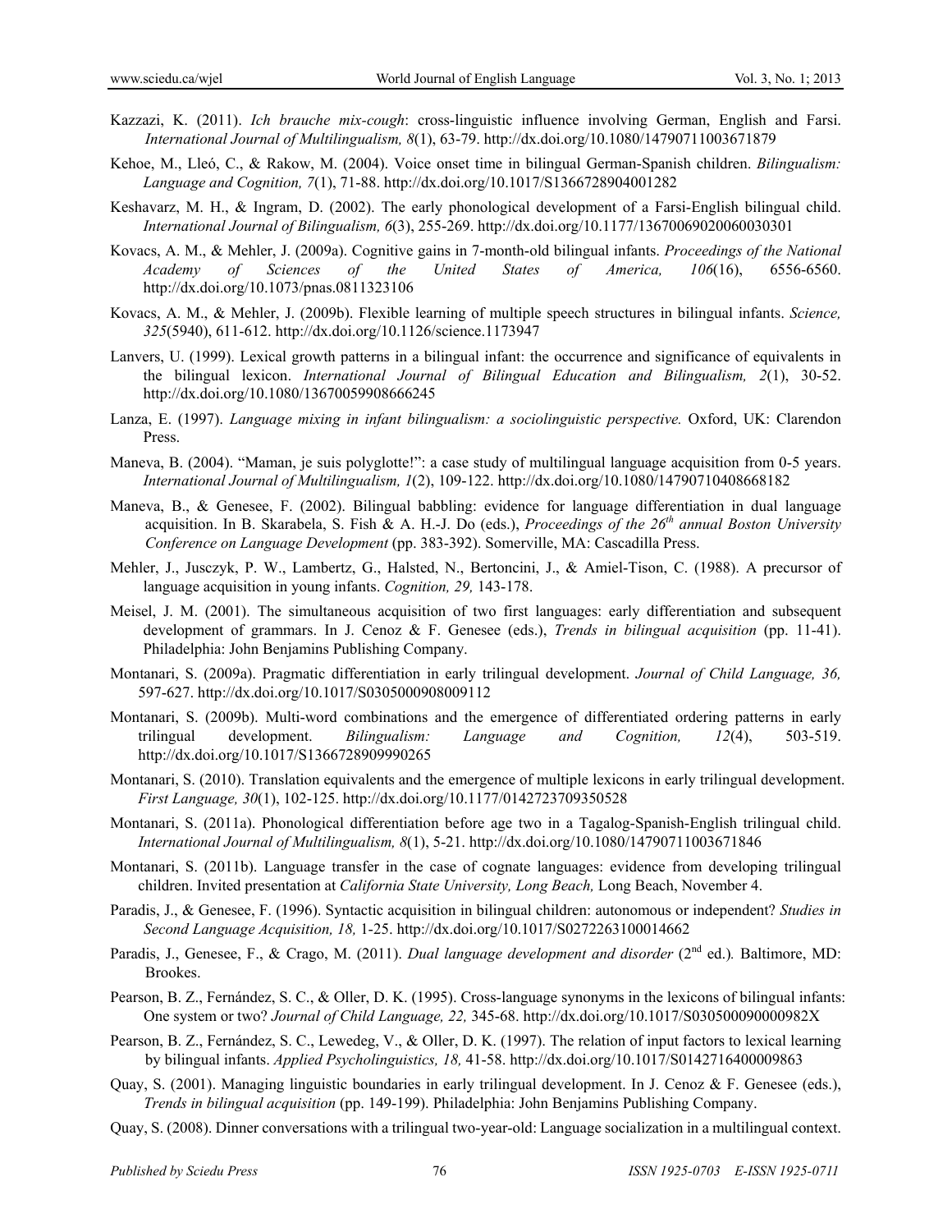Kazzazi, K. (2011). *Ich brauche mix-cough*: cross-linguistic influence involving German, English and Farsi. *International Journal of Multilingualism, 8*(1), 63-79. http://dx.doi.org/10.1080/14790711003671879

Kehoe, M., Lleó, C., & Rakow, M. (2004). Voice onset time in bilingual German-Spanish children. *Bilingualism: Language and Cognition, 7*(1), 71-88. http://dx.doi.org/10.1017/S1366728904001282

Keshavarz, M. H., & Ingram, D. (2002). The early phonological development of a Farsi-English bilingual child. *International Journal of Bilingualism, 6*(3), 255-269. http://dx.doi.org/10.1177/13670069020060030301

Kovacs, A. M., & Mehler, J. (2009a). Cognitive gains in 7-month-old bilingual infants. *Proceedings of the National Academy of Sciences of the United States of America, 106*(16), 6556-6560. http://dx.doi.org/10.1073/pnas.0811323106

Kovacs, A. M., & Mehler, J. (2009b). Flexible learning of multiple speech structures in bilingual infants. *Science, 325*(5940), 611-612. http://dx.doi.org/10.1126/science.1173947

Lanvers, U. (1999). Lexical growth patterns in a bilingual infant: the occurrence and significance of equivalents in the bilingual lexicon. *International Journal of Bilingual Education and Bilingualism, 2*(1), 30-52. http://dx.doi.org/10.1080/13670059908666245

Lanza, E. (1997). *Language mixing in infant bilingualism: a sociolinguistic perspective.* Oxford, UK: Clarendon Press.

Maneva, B. (2004). "Maman, je suis polyglotte!": a case study of multilingual language acquisition from 0-5 years. *International Journal of Multilingualism, 1*(2), 109-122. http://dx.doi.org/10.1080/14790710408668182

Maneva, B., & Genesee, F. (2002). Bilingual babbling: evidence for language differentiation in dual language acquisition. In B. Skarabela, S. Fish & A. H.-J. Do (eds.), *Proceedings of the 26th annual Boston University Conference on Language Development* (pp. 383-392). Somerville, MA: Cascadilla Press.

Mehler, J., Jusczyk, P. W., Lambertz, G., Halsted, N., Bertoncini, J., & Amiel-Tison, C. (1988). A precursor of language acquisition in young infants. *Cognition, 29,* 143-178.

Meisel, J. M. (2001). The simultaneous acquisition of two first languages: early differentiation and subsequent development of grammars. In J. Cenoz & F. Genesee (eds.), *Trends in bilingual acquisition* (pp. 11-41). Philadelphia: John Benjamins Publishing Company.

Montanari, S. (2009a). Pragmatic differentiation in early trilingual development. *Journal of Child Language, 36,* 597-627. http://dx.doi.org/10.1017/S0305000908009112

Montanari, S. (2009b). Multi-word combinations and the emergence of differentiated ordering patterns in early trilingual development. *Bilingualism: Language and Cognition, 12*(4), 503-519. http://dx.doi.org/10.1017/S1366728909990265

Montanari, S. (2010). Translation equivalents and the emergence of multiple lexicons in early trilingual development. *First Language, 30*(1), 102-125. http://dx.doi.org/10.1177/0142723709350528

Montanari, S. (2011a). Phonological differentiation before age two in a Tagalog-Spanish-English trilingual child. *International Journal of Multilingualism, 8*(1), 5-21. http://dx.doi.org/10.1080/14790711003671846

Montanari, S. (2011b). Language transfer in the case of cognate languages: evidence from developing trilingual children. Invited presentation at *California State University, Long Beach,* Long Beach, November 4.

Paradis, J., & Genesee, F. (1996). Syntactic acquisition in bilingual children: autonomous or independent? *Studies in Second Language Acquisition, 18,* 1-25. http://dx.doi.org/10.1017/S0272263100014662

Paradis, J., Genesee, F., & Crago, M. (2011). *Dual language development and disorder* (2nd ed.)*.* Baltimore, MD: Brookes.

Pearson, B. Z., Fernández, S. C., & Oller, D. K. (1995). Cross-language synonyms in the lexicons of bilingual infants: One system or two? *Journal of Child Language, 22,* 345-68. http://dx.doi.org/10.1017/S030500090000982X

Pearson, B. Z., Fernández, S. C., Lewedeg, V., & Oller, D. K. (1997). The relation of input factors to lexical learning by bilingual infants. *Applied Psycholinguistics, 18,* 41-58. http://dx.doi.org/10.1017/S0142716400009863

Quay, S. (2001). Managing linguistic boundaries in early trilingual development. In J. Cenoz & F. Genesee (eds.), *Trends in bilingual acquisition* (pp. 149-199). Philadelphia: John Benjamins Publishing Company.

Quay, S. (2008). Dinner conversations with a trilingual two-year-old: Language socialization in a multilingual context.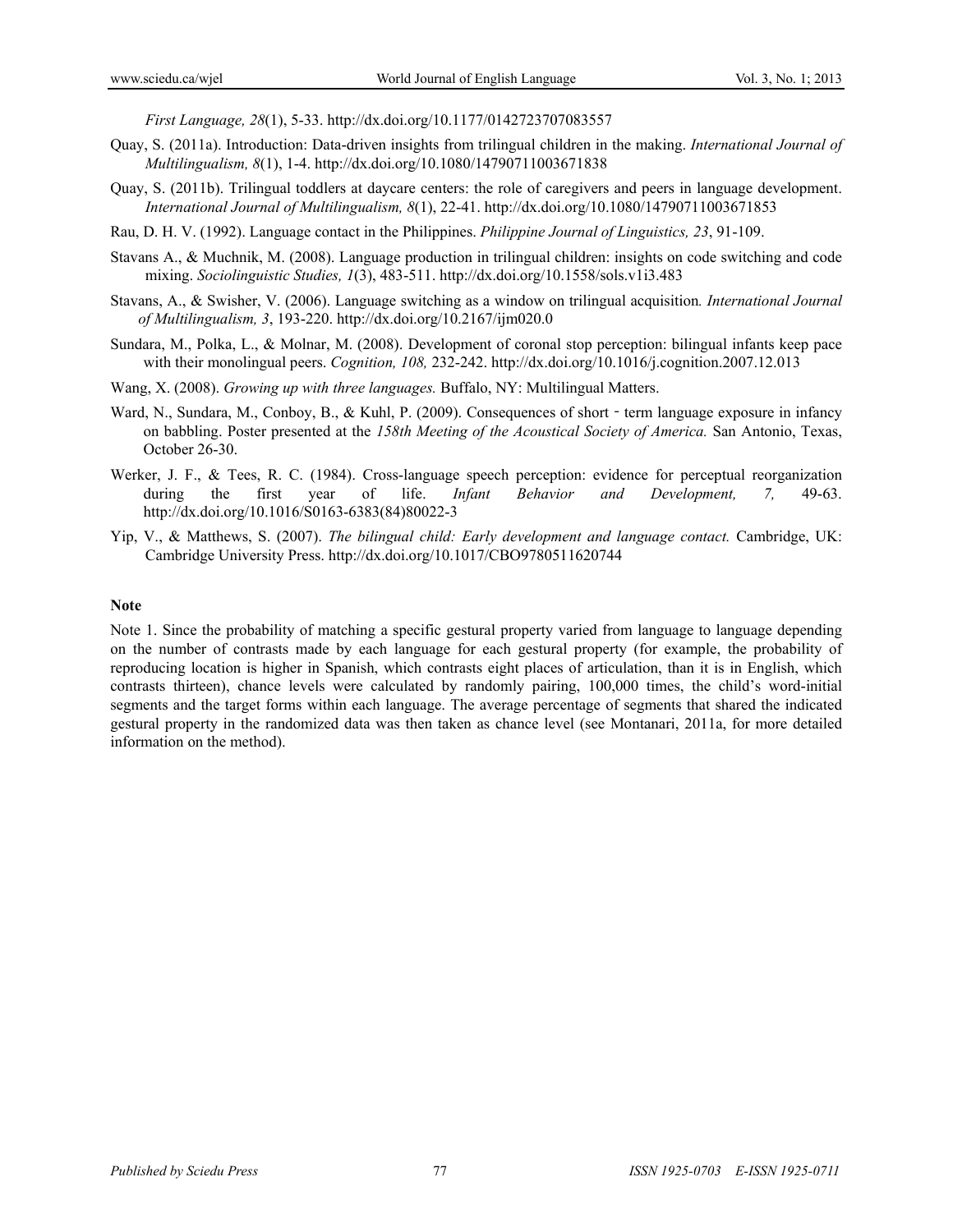*First Language, 28*(1), 5-33. http://dx.doi.org/10.1177/0142723707083557

Quay, S. (2011a). Introduction: Data-driven insights from trilingual children in the making. *International Journal of Multilingualism, 8*(1), 1-4. http://dx.doi.org/10.1080/14790711003671838

Quay, S. (2011b). Trilingual toddlers at daycare centers: the role of caregivers and peers in language development. *International Journal of Multilingualism, 8*(1), 22-41. http://dx.doi.org/10.1080/14790711003671853

Rau, D. H. V. (1992). Language contact in the Philippines. *Philippine Journal of Linguistics, 23*, 91-109.

Stavans A., & Muchnik, M. (2008). Language production in trilingual children: insights on code switching and code mixing. *Sociolinguistic Studies, 1*(3), 483-511. http://dx.doi.org/10.1558/sols.v1i3.483

Stavans, A., & Swisher, V. (2006). Language switching as a window on trilingual acquisition*. International Journal of Multilingualism, 3*, 193-220. http://dx.doi.org/10.2167/ijm020.0

Sundara, M., Polka, L., & Molnar, M. (2008). Development of coronal stop perception: bilingual infants keep pace with their monolingual peers. *Cognition, 108,* 232-242. http://dx.doi.org/10.1016/j.cognition.2007.12.013

Wang, X. (2008). *Growing up with three languages.* Buffalo, NY: Multilingual Matters.

Ward, N., Sundara, M., Conboy, B., & Kuhl, P. (2009). Consequences of short - term language exposure in infancy on babbling. Poster presented at the *158th Meeting of the Acoustical Society of America.* San Antonio, Texas, October 26-30.

Werker, J. F., & Tees, R. C. (1984). Cross-language speech perception: evidence for perceptual reorganization during the first year of life. *Infant Behavior and Development, 7,* 49-63. http://dx.doi.org/10.1016/S0163-6383(84)80022-3

Yip, V., & Matthews, S. (2007). *The bilingual child: Early development and language contact.* Cambridge, UK: Cambridge University Press. http://dx.doi.org/10.1017/CBO9780511620744

**Note**

Note 1. Since the probability of matching a specific gestural property varied from language to language depending on the number of contrasts made by each language for each gestural property (for example, the probability of reproducing location is higher in Spanish, which contrasts eight places of articulation, than it is in English, which contrasts thirteen), chance levels were calculated by randomly pairing, 100,000 times, the child's word-initial segments and the target forms within each language. The average percentage of segments that shared the indicated gestural property in the randomized data was then taken as chance level (see Montanari, 2011a, for more detailed information on the method).